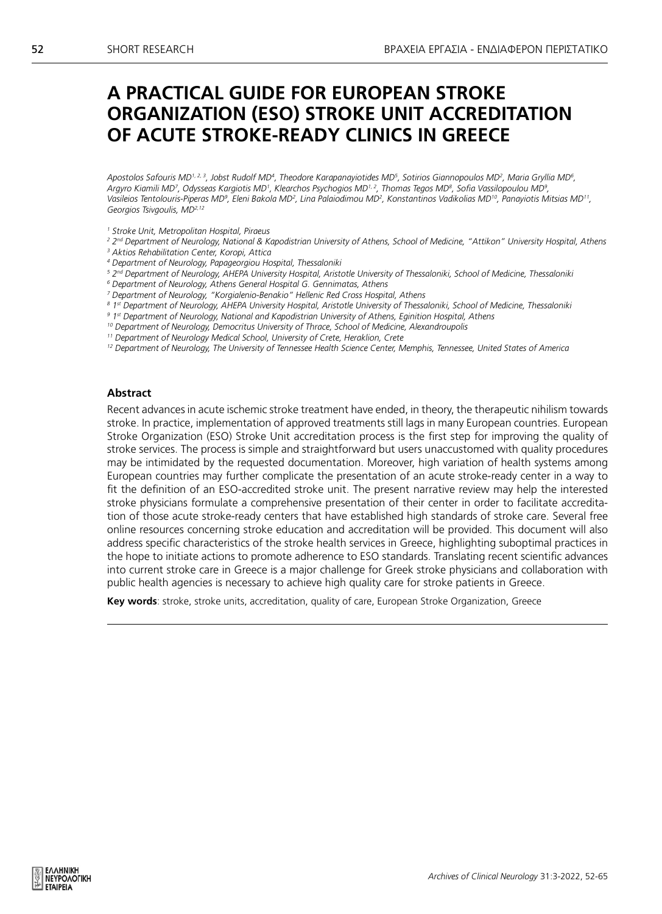# A PRACTICAL GUIDE FOR EUROPEAN STROKE ORGANIZATION (ESO) STROKE UNIT ACCREDITATION OF ACUTE STROKE-READY CLINICS IN GREECE

*Apostolos Safouris MD[1, 2, 3], Jobst Rudolf MD[4], Theodore Karapanayiotides MD[5], Sotirios Giannopoulos MD[2], Maria Gryllia MD[6], Argyro Kiamili MD[7], Odysseas Kargiotis MD[1], Klearchos Psychogios MD[1, 2], Thomas Tegos MD[8], Sofia Vassilopoulou MD[9], Vasileios Tentolouris-Piperas MD[9], Eleni Bakola MD[2], Lina Palaiodimou MD[2], Konstantinos Vadikolias MD[10], Panayiotis Mitsias MD[11], Georgios Tsivgoulis, MD[2,12]*

*[1] Stroke Unit, Metropolitan Hospital, Piraeus*

*[2] 2nd Department of Neurology, National & Kapodistrian University of Athens, School of Medicine, "Attikon" University Hospital, Athens*

*[3] Aktios Rehabilitation Center, Koropi, Attica*

*[4] Department of Neurology, Papageorgiou Hospital, Thessaloniki*

*[5] 2nd Department of Neurology, AHEPA University Hospital, Aristotle University of Thessaloniki, School of Medicine, Thessaloniki*

*[6] Department of Neurology, Athens General Hospital G. Gennimatas, Athens*

*[7] Department of Neurology, "Korgialenio-Benakio" Hellenic Red Cross Hospital, Athens*

*[8] 1st Department of Neurology, AHEPA University Hospital, Aristotle University of Thessaloniki, School of Medicine, Thessaloniki*

*[9] 1st Department of Neurology, National and Kapodistrian University of Athens, Eginition Hospital, Athens*

*[10] Department of Neurology, Democritus University of Thrace, School of Medicine, Alexandroupolis*

*[11] Department of Neurology Medical School, University of Crete, Heraklion, Crete*

*[12] Department of Neurology, The University of Tennessee Health Science Center, Memphis, Tennessee, United States of America*

## Abstract

Recent advances in acute ischemic stroke treatment have ended, in theory, the therapeutic nihilism towards stroke. In practice, implementation of approved treatments still lags in many European countries. European Stroke Organization (ESO) Stroke Unit accreditation process is the first step for improving the quality of stroke services. The process is simple and straightforward but users unaccustomed with quality procedures may be intimidated by the requested documentation. Moreover, high variation of health systems among European countries may further complicate the presentation of an acute stroke-ready center in a way to fit the definition of an ESO-accredited stroke unit. The present narrative review may help the interested stroke physicians formulate a comprehensive presentation of their center in order to facilitate accreditation of those acute stroke-ready centers that have established high standards of stroke care. Several free online resources concerning stroke education and accreditation will be provided. This document will also address specific characteristics of the stroke health services in Greece, highlighting suboptimal practices in the hope to initiate actions to promote adherence to ESO standards. Translating recent scientific advances into current stroke care in Greece is a major challenge for Greek stroke physicians and collaboration with public health agencies is necessary to achieve high quality care for stroke patients in Greece.

**Key words**: stroke, stroke units, accreditation, quality of care, European Stroke Organization, Greece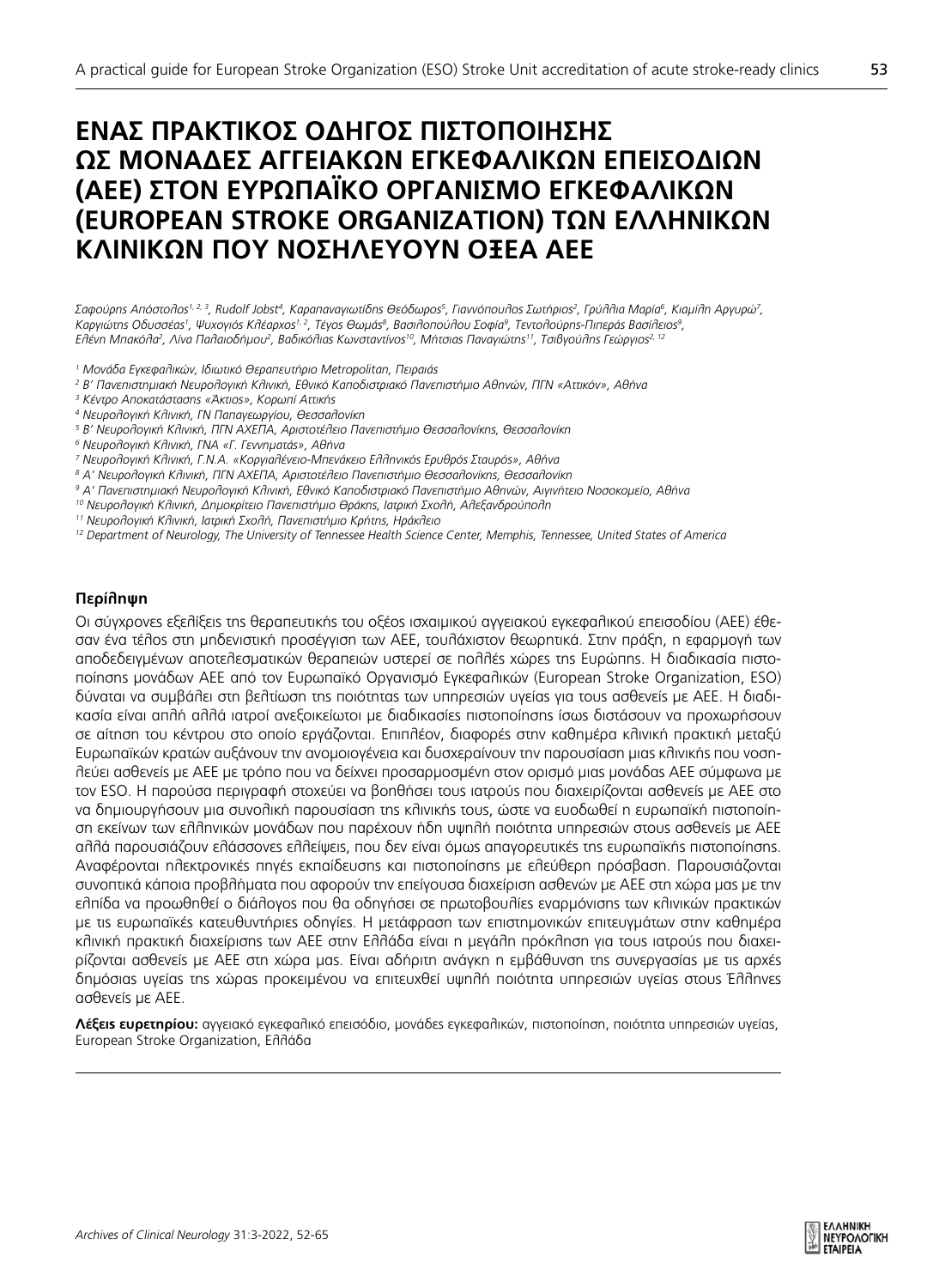# ΕΝΑΣ ΠΡΑΚΤΙΚΟΣ ΟΔΗΓΟΣ ΠΙΣΤΟΠΟΙΗΣΗΣ ΩΣ ΜΟΝΑΔΕΣ ΑΓΓΕΙΑΚΩΝ ΕΓΚΕΦΑΛΙΚΩΝ ΕΠΕΙΣΟΔΙΩΝ (ΑΕΕ) ΣΤΟΝ ΕΥΡΩΠΑΪΚΟ ΟΡΓΑΝΙΣΜΟ ΕΓΚΕΦΑΛΙΚΩΝ (EUROPEAN STROKE ORGANIZATION) ΤΩΝ ΕΛΛΗΝΙΚΩΝ ΚΛΙΝΙΚΩΝ ΠΟΥ ΝΟΣΗΛΕΥΟΥΝ ΟΞΕΑ ΑΕΕ

*Σαφούρης Απόστολος[1, 2, 3], Rudolf Jobst[4], Καραπαναγιωτίδης Θεόδωρος[5], Γιαννόπουλος Σωτήριος[2], Γρύλλια Μαρία[6], Κιαμίλη Αργυρώ[7], Καργιώτης Οδυσσέας[1], Ψυχογιός Κλέαρχος[1, 2], Τέγος Θωμάς[8], Βασιλοπούλου Σοφία[9], Τεντολούρης-Πιπεράς Βασίλειος[9], Ελένη Μπακόλα[2], Λίνα Παλαιοδήμου[2], Βαδικόλιας Κωνσταντίνος[10], Μήτσιας Παναγιώτης[11], Τσιβγούλης Γεώργιος[2, 12]*

*[1] Μονάδα Εγκεφαλικών, Ιδιωτικό Θεραπευτήριο Metropolitan, Πειραιάς*
*[2] Β' Πανεπιστημιακή Νευρολογική Κλινική, Εθνικό Καποδιστριακό Πανεπιστήμιο Αθηνών, ΠΓΝ «Αττικόν», Αθήνα*
*[3] Κέντρο Αποκατάστασης «Ακτιος», Κορωπί Αττικής*
*[4] Νευρολογική Κλινική, ΓΝ Παπαγεωργίου, Θεσσαλονίκη*
*[5] Β' Νευρολογική Κλινική, ΠΓΝ ΑΧΕΠΑ, Αριστοτέλειο Πανεπιστήμιο Θεσσαλονίκης, Θεσσαλονίκη*
*[6] Νευρολογική Κλινική, ΓΝΑ «Γ. Γεννηματάς», Αθήνα*
*[7] Νευρολογική Κλινική, Γ.Ν.Α. «Κοργιαλένειο-Μπενάκειο Ελληνικός Ερυθρός Σταυρός», Αθήνα*
*[8] Α' Νευρολογική Κλινική, ΠΓΝ ΑΧΕΠΑ, Αριστοτέλειο Πανεπιστήμιο Θεσσαλονίκης, Θεσσαλονίκη*
*[9] Α' Πανεπιστημιακή Νευρολογική Κλινική, Εθνικό Καποδιστριακό Πανεπιστήμιο Αθηνών, Αιγινήτειο Νοσοκομείο, Αθήνα*
*[10] Νευρολογική Κλινική, Δημοκρίτειο Πανεπιστήμιο Θράκης, Ιατρική Σχολή, Αλεξανδρούπολη*
*[11] Νευρολογική Κλινική, Ιατρική Σχολή, Πανεπιστήμιο Κρήτης, Ηράκλειο*
*[12] Department of Neurology, The University of Tennessee Health Science Center, Memphis, Tennessee, United States of America*

**Περίληψη**

Οι σύγχρονες εξελίξεις της θεραπευτικής του οξέος ισχαιμικού αγγειακού εγκεφαλικού επεισοδίου (ΑΕΕ) έθεσαν ένα τέλος στη μηδενιστική προσέγγιση των ΑΕΕ, τουλάχιστον θεωρητικά. Στην πράξη, η εφαρμογή των αποδεδειγμένων αποτελεσματικών θεραπειών υστερεί σε πολλές χώρες της Ευρώπης. Η διαδικασία πιστοποίησης μονάδων ΑΕΕ από τον Ευρωπαϊκό Οργανισμό Εγκεφαλικών (European Stroke Organization, ESO) δύναται να συμβάλει στη βελτίωση της ποιότητας των υπηρεσιών υγείας για τους ασθενείς με ΑΕΕ. Η διαδικασία είναι απλή αλλά ιατροί ανεξοικείωτοι με διαδικασίες πιστοποίησης ίσως διστάσουν να προχωρήσουν σε αίτηση του κέντρου στο οποίο εργάζονται. Επιπλέον, διαφορές στην καθημέρα κλινική πρακτική μεταξύ Ευρωπαϊκών κρατών αυξάνουν την ανομοιογένεια και δυσχεραίνουν την παρουσίαση μιας κλινικής που νοσηλεύει ασθενείς με ΑΕΕ με τρόπο που να δείχνει προσαρμοσμένη στον ορισμό μιας μονάδας ΑΕΕ σύμφωνα με τον ESO. Η παρούσα περιγραφή στοχεύει να βοηθήσει τους ιατρούς που διαχειρίζονται ασθενείς με ΑΕΕ στο να δημιουργήσουν μια συνολική παρουσίαση της κλινικής τους, ώστε να ευοδωθεί η ευρωπαϊκή πιστοποίηση εκείνων των ελληνικών μονάδων που παρέχουν ήδη υψηλή ποιότητα υπηρεσιών στους ασθενείς με ΑΕΕ αλλά παρουσιάζουν ελάσσονες ελλείψεις, που δεν είναι όμως απαγορευτικές της ευρωπαϊκής πιστοποίησης. Αναφέρονται ηλεκτρονικές πηγές εκπαίδευσης και πιστοποίησης με ελεύθερη πρόσβαση. Παρουσιάζονται συνοπτικά κάποια προβλήματα που αφορούν την επείγουσα διαχείριση ασθενών με ΑΕΕ στη χώρα μας με την ελπίδα να προωθηθεί ο διάλογος που θα οδηγήσει σε πρωτοβουλίες εναρμόνισης των κλινικών πρακτικών με τις ευρωπαϊκές κατευθυντήριες οδηγίες. Η μετάφραση των επιστημονικών επιτευγμάτων στην καθημέρα κλινική πρακτική διαχείρισης των ΑΕΕ στην Ελλάδα είναι η μεγάλη πρόκληση για τους ιατρούς που διαχειρίζονται ασθενείς με ΑΕΕ στη χώρα μας. Είναι αδήριτη ανάγκη η εμβάθυνση της συνεργασίας με τις αρχές δημόσιας υγείας της χώρας προκειμένου να επιτευχθεί υψηλή ποιότητα υπηρεσιών υγείας στους Έλληνες ασθενείς με ΑΕΕ.

**Λέξεις ευρετηρίου:** αγγειακό εγκεφαλικό επεισόδιο, μονάδες εγκεφαλικών, πιστοποίηση, ποιότητα υπηρεσιών υγείας, European Stroke Organization, Ελλάδα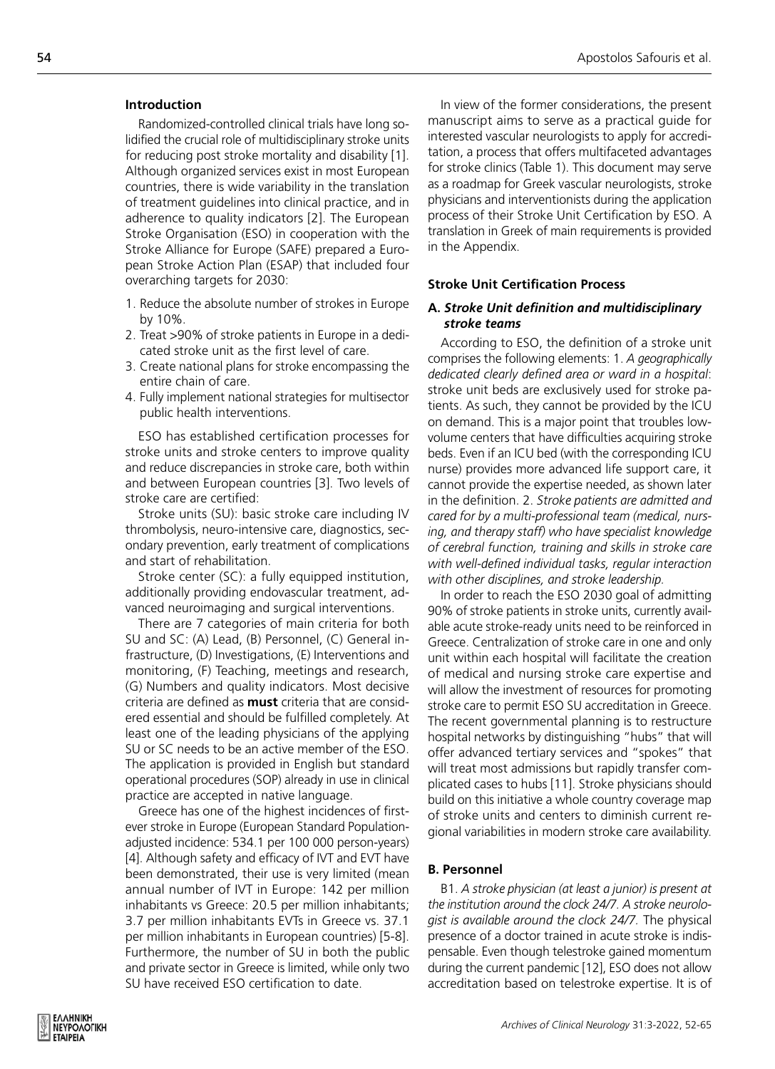## Introduction

Randomized-controlled clinical trials have long solidified the crucial role of multidisciplinary stroke units for reducing post stroke mortality and disability [1]. Although organized services exist in most European countries, there is wide variability in the translation of treatment guidelines into clinical practice, and in adherence to quality indicators [2]. The European Stroke Organisation (ESO) in cooperation with the Stroke Alliance for Europe (SAFE) prepared a European Stroke Action Plan (ESAP) that included four overarching targets for 2030:

1. Reduce the absolute number of strokes in Europe by 10%.
2. Treat >90% of stroke patients in Europe in a dedicated stroke unit as the first level of care.
3. Create national plans for stroke encompassing the entire chain of care.
4. Fully implement national strategies for multisector public health interventions.

ESO has established certification processes for stroke units and stroke centers to improve quality and reduce discrepancies in stroke care, both within and between European countries [3]. Two levels of stroke care are certified:

Stroke units (SU): basic stroke care including IV thrombolysis, neuro-intensive care, diagnostics, secondary prevention, early treatment of complications and start of rehabilitation.

Stroke center (SC): a fully equipped institution, additionally providing endovascular treatment, advanced neuroimaging and surgical interventions.

There are 7 categories of main criteria for both SU and SC: (A) Lead, (B) Personnel, (C) General infrastructure, (D) Investigations, (E) Interventions and monitoring, (F) Teaching, meetings and research, (G) Numbers and quality indicators. Most decisive criteria are defined as **must** criteria that are considered essential and should be fulfilled completely. At least one of the leading physicians of the applying SU or SC needs to be an active member of the ESO. The application is provided in English but standard operational procedures (SOP) already in use in clinical practice are accepted in native language.

Greece has one of the highest incidences of first-ever stroke in Europe (European Standard Population-adjusted incidence: 534.1 per 100 000 person-years) [4]. Although safety and efficacy of IVT and EVT have been demonstrated, their use is very limited (mean annual number of IVT in Europe: 142 per million inhabitants vs Greece: 20.5 per million inhabitants; 3.7 per million inhabitants EVTs in Greece vs. 37.1 per million inhabitants in European countries) [5-8]. Furthermore, the number of SU in both the public and private sector in Greece is limited, while only two SU have received ESO certification to date.

In view of the former considerations, the present manuscript aims to serve as a practical guide for interested vascular neurologists to apply for accreditation, a process that offers multifaceted advantages for stroke clinics (Table 1). This document may serve as a roadmap for Greek vascular neurologists, stroke physicians and interventionists during the application process of their Stroke Unit Certification by ESO. A translation in Greek of main requirements is provided in the Appendix.

## Stroke Unit Certification Process

### A. *Stroke Unit definition and multidisciplinary stroke teams*

According to ESO, the definition of a stroke unit comprises the following elements: 1. *A geographically dedicated clearly defined area or ward in a hospital*: stroke unit beds are exclusively used for stroke patients. As such, they cannot be provided by the ICU on demand. This is a major point that troubles low-volume centers that have difficulties acquiring stroke beds. Even if an ICU bed (with the corresponding ICU nurse) provides more advanced life support care, it cannot provide the expertise needed, as shown later in the definition. 2. *Stroke patients are admitted and cared for by a multi-professional team (medical, nursing, and therapy staff) who have specialist knowledge of cerebral function, training and skills in stroke care with well-defined individual tasks, regular interaction with other disciplines, and stroke leadership.*

In order to reach the ESO 2030 goal of admitting 90% of stroke patients in stroke units, currently available acute stroke-ready units need to be reinforced in Greece. Centralization of stroke care in one and only unit within each hospital will facilitate the creation of medical and nursing stroke care expertise and will allow the investment of resources for promoting stroke care to permit ESO SU accreditation in Greece. The recent governmental planning is to restructure hospital networks by distinguishing "hubs" that will offer advanced tertiary services and "spokes" that will treat most admissions but rapidly transfer complicated cases to hubs [11]. Stroke physicians should build on this initiative a whole country coverage map of stroke units and centers to diminish current regional variabilities in modern stroke care availability.

### B. Personnel

B1. *A stroke physician (at least a junior) is present at the institution around the clock 24/7. A stroke neurologist is available around the clock 24/7.* The physical presence of a doctor trained in acute stroke is indispensable. Even though telestroke gained momentum during the current pandemic [12], ESO does not allow accreditation based on telestroke expertise. It is of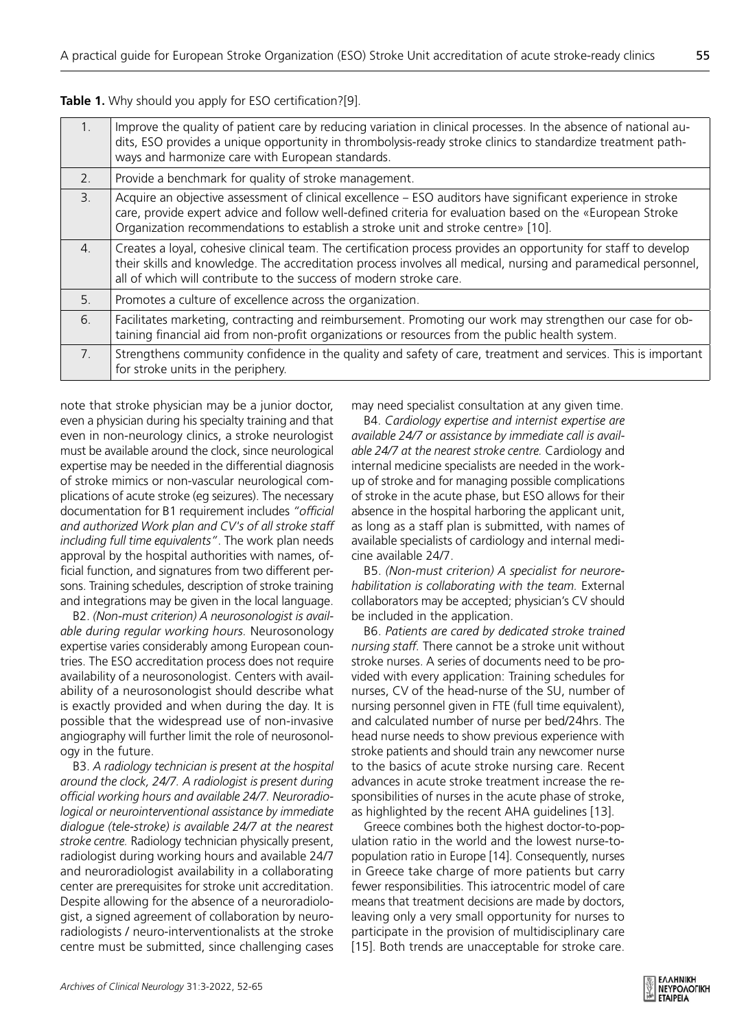**Table 1.** Why should you apply for ESO certification?[9].

| | |
|---|---|
| 1. | Improve the quality of patient care by reducing variation in clinical processes. In the absence of national audits, ESO provides a unique opportunity in thrombolysis-ready stroke clinics to standardize treatment pathways and harmonize care with European standards. |
| 2. | Provide a benchmark for quality of stroke management. |
| 3. | Acquire an objective assessment of clinical excellence – ESO auditors have significant experience in stroke care, provide expert advice and follow well-defined criteria for evaluation based on the «European Stroke Organization recommendations to establish a stroke unit and stroke centre» [10]. |
| 4. | Creates a loyal, cohesive clinical team. The certification process provides an opportunity for staff to develop their skills and knowledge. The accreditation process involves all medical, nursing and paramedical personnel, all of which will contribute to the success of modern stroke care. |
| 5. | Promotes a culture of excellence across the organization. |
| 6. | Facilitates marketing, contracting and reimbursement. Promoting our work may strengthen our case for obtaining financial aid from non-profit organizations or resources from the public health system. |
| 7. | Strengthens community confidence in the quality and safety of care, treatment and services. This is important for stroke units in the periphery. |

note that stroke physician may be a junior doctor, even a physician during his specialty training and that even in non-neurology clinics, a stroke neurologist must be available around the clock, since neurological expertise may be needed in the differential diagnosis of stroke mimics or non-vascular neurological complications of acute stroke (eg seizures). The necessary documentation for B1 requirement includes *"official and authorized Work plan and CV's of all stroke staff including full time equivalents"*. The work plan needs approval by the hospital authorities with names, official function, and signatures from two different persons. Training schedules, description of stroke training and integrations may be given in the local language.

B2. *(Non-must criterion) A neurosonologist is available during regular working hours.* Neurosonology expertise varies considerably among European countries. The ESO accreditation process does not require availability of a neurosonologist. Centers with availability of a neurosonologist should describe what is exactly provided and when during the day. It is possible that the widespread use of non-invasive angiography will further limit the role of neurosonology in the future.

B3. *A radiology technician is present at the hospital around the clock, 24/7. A radiologist is present during official working hours and available 24/7. Neuroradiological or neurointerventional assistance by immediate dialogue (tele-stroke) is available 24/7 at the nearest stroke centre.* Radiology technician physically present, radiologist during working hours and available 24/7 and neuroradiologist availability in a collaborating center are prerequisites for stroke unit accreditation. Despite allowing for the absence of a neuroradiologist, a signed agreement of collaboration by neuroradiologists / neuro-interventionalists at the stroke centre must be submitted, since challenging cases may need specialist consultation at any given time.

B4. *Cardiology expertise and internist expertise are available 24/7 or assistance by immediate call is available 24/7 at the nearest stroke centre.* Cardiology and internal medicine specialists are needed in the workup of stroke and for managing possible complications of stroke in the acute phase, but ESO allows for their absence in the hospital harboring the applicant unit, as long as a staff plan is submitted, with names of available specialists of cardiology and internal medicine available 24/7.

B5. *(Non-must criterion) A specialist for neurorehabilitation is collaborating with the team.* External collaborators may be accepted; physician's CV should be included in the application.

B6. *Patients are cared by dedicated stroke trained nursing staff.* There cannot be a stroke unit without stroke nurses. A series of documents need to be provided with every application: Training schedules for nurses, CV of the head-nurse of the SU, number of nursing personnel given in FTE (full time equivalent), and calculated number of nurse per bed/24hrs. The head nurse needs to show previous experience with stroke patients and should train any newcomer nurse to the basics of acute stroke nursing care. Recent advances in acute stroke treatment increase the responsibilities of nurses in the acute phase of stroke, as highlighted by the recent AHA guidelines [13].

Greece combines both the highest doctor-to-population ratio in the world and the lowest nurse-to-population ratio in Europe [14]. Consequently, nurses in Greece take charge of more patients but carry fewer responsibilities. This iatrocentric model of care means that treatment decisions are made by doctors, leaving only a very small opportunity for nurses to participate in the provision of multidisciplinary care [15]. Both trends are unacceptable for stroke care.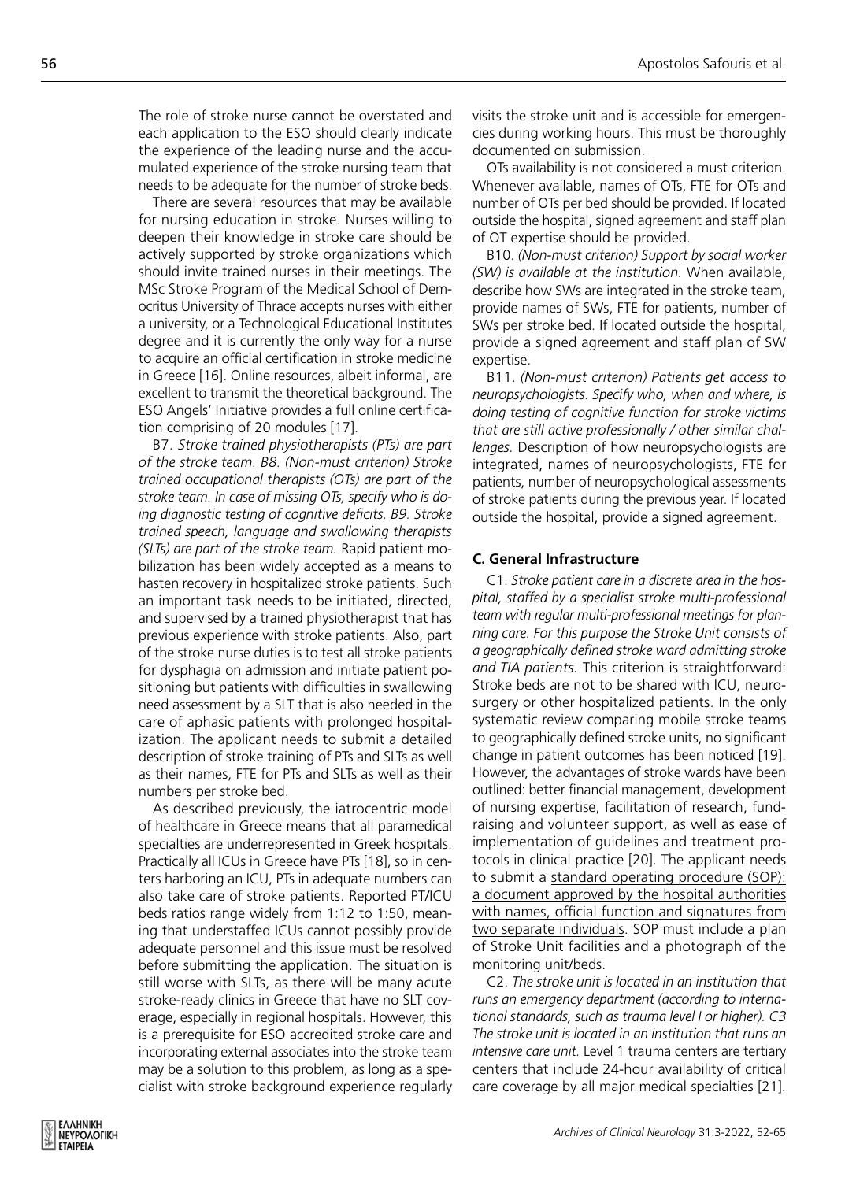The role of stroke nurse cannot be overstated and each application to the ESO should clearly indicate the experience of the leading nurse and the accumulated experience of the stroke nursing team that needs to be adequate for the number of stroke beds.

There are several resources that may be available for nursing education in stroke. Nurses willing to deepen their knowledge in stroke care should be actively supported by stroke organizations which should invite trained nurses in their meetings. The MSc Stroke Program of the Medical School of Democritus University of Thrace accepts nurses with either a university, or a Technological Educational Institutes degree and it is currently the only way for a nurse to acquire an official certification in stroke medicine in Greece [16]. Online resources, albeit informal, are excellent to transmit the theoretical background. The ESO Angels' Initiative provides a full online certification comprising of 20 modules [17].

B7. *Stroke trained physiotherapists (PTs) are part of the stroke team. B8. (Non-must criterion) Stroke trained occupational therapists (OTs) are part of the stroke team. In case of missing OTs, specify who is doing diagnostic testing of cognitive deficits. B9. Stroke trained speech, language and swallowing therapists (SLTs) are part of the stroke team.* Rapid patient mobilization has been widely accepted as a means to hasten recovery in hospitalized stroke patients. Such an important task needs to be initiated, directed, and supervised by a trained physiotherapist that has previous experience with stroke patients. Also, part of the stroke nurse duties is to test all stroke patients for dysphagia on admission and initiate patient positioning but patients with difficulties in swallowing need assessment by a SLT that is also needed in the care of aphasic patients with prolonged hospitalization. The applicant needs to submit a detailed description of stroke training of PTs and SLTs as well as their names, FTE for PTs and SLTs as well as their numbers per stroke bed.

As described previously, the iatrocentric model of healthcare in Greece means that all paramedical specialties are underrepresented in Greek hospitals. Practically all ICUs in Greece have PTs [18], so in centers harboring an ICU, PTs in adequate numbers can also take care of stroke patients. Reported PT/ICU beds ratios range widely from 1:12 to 1:50, meaning that understaffed ICUs cannot possibly provide adequate personnel and this issue must be resolved before submitting the application. The situation is still worse with SLTs, as there will be many acute stroke-ready clinics in Greece that have no SLT coverage, especially in regional hospitals. However, this is a prerequisite for ESO accredited stroke care and incorporating external associates into the stroke team may be a solution to this problem, as long as a specialist with stroke background experience regularly visits the stroke unit and is accessible for emergencies during working hours. This must be thoroughly documented on submission.

OTs availability is not considered a must criterion. Whenever available, names of OTs, FTE for OTs and number of OTs per bed should be provided. If located outside the hospital, signed agreement and staff plan of OT expertise should be provided.

B10. *(Non-must criterion) Support by social worker (SW) is available at the institution.* When available, describe how SWs are integrated in the stroke team, provide names of SWs, FTE for patients, number of SWs per stroke bed. If located outside the hospital, provide a signed agreement and staff plan of SW expertise.

B11. *(Non-must criterion) Patients get access to neuropsychologists. Specify who, when and where, is doing testing of cognitive function for stroke victims that are still active professionally / other similar challenges.* Description of how neuropsychologists are integrated, names of neuropsychologists, FTE for patients, number of neuropsychological assessments of stroke patients during the previous year. If located outside the hospital, provide a signed agreement.

### C. General Infrastructure

C1. *Stroke patient care in a discrete area in the hospital, staffed by a specialist stroke multi-professional team with regular multi-professional meetings for planning care. For this purpose the Stroke Unit consists of a geographically defined stroke ward admitting stroke and TIA patients.* This criterion is straightforward: Stroke beds are not to be shared with ICU, neurosurgery or other hospitalized patients. In the only systematic review comparing mobile stroke teams to geographically defined stroke units, no significant change in patient outcomes has been noticed [19]. However, the advantages of stroke wards have been outlined: better financial management, development of nursing expertise, facilitation of research, fundraising and volunteer support, as well as ease of implementation of guidelines and treatment protocols in clinical practice [20]. The applicant needs to submit a standard operating procedure (SOP): a document approved by the hospital authorities with names, official function and signatures from two separate individuals. SOP must include a plan of Stroke Unit facilities and a photograph of the monitoring unit/beds.

C2. *The stroke unit is located in an institution that runs an emergency department (according to international standards, such as trauma level I or higher). C3 The stroke unit is located in an institution that runs an intensive care unit.* Level 1 trauma centers are tertiary centers that include 24-hour availability of critical care coverage by all major medical specialties [21].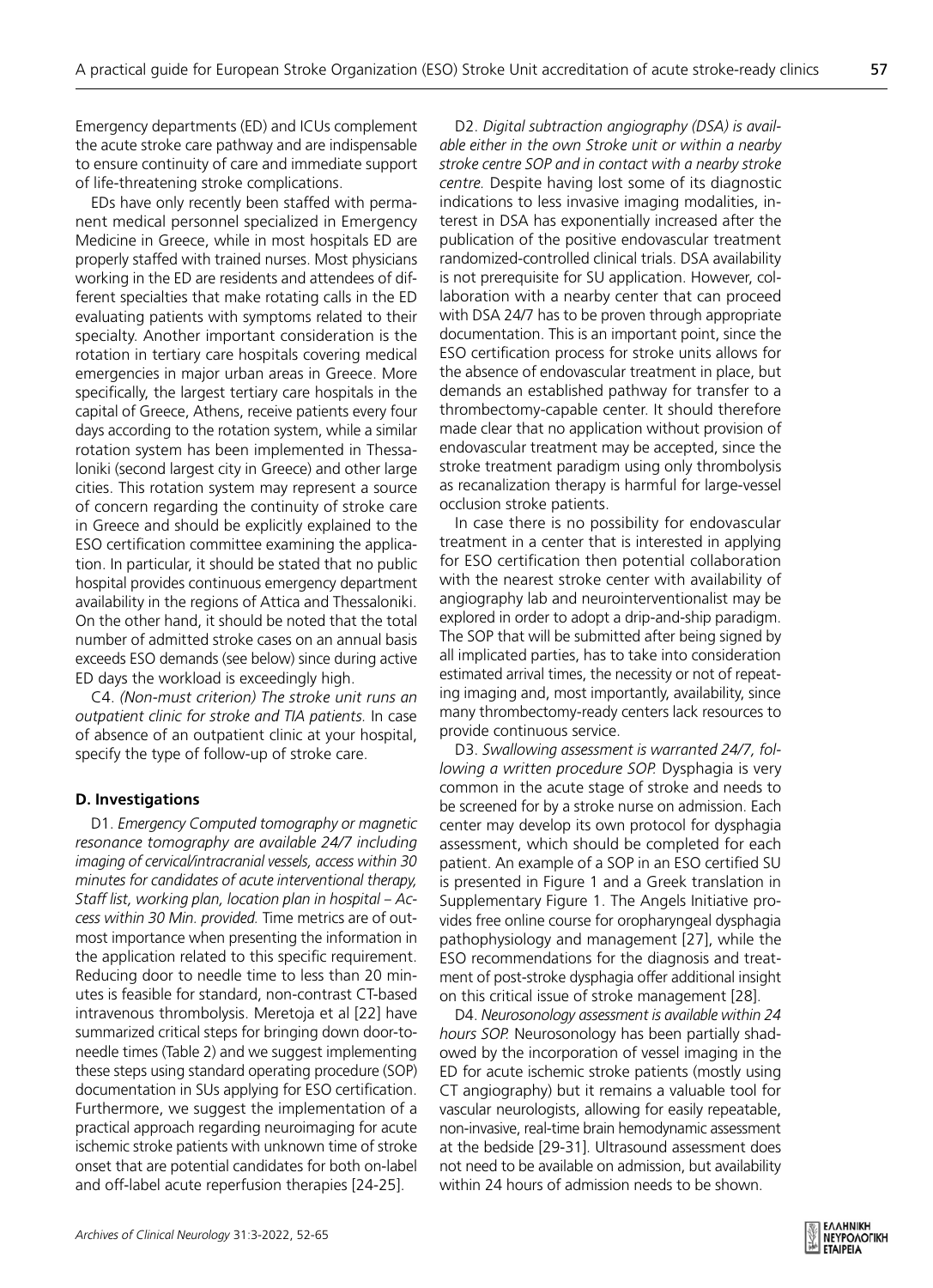Emergency departments (ED) and ICUs complement the acute stroke care pathway and are indispensable to ensure continuity of care and immediate support of life-threatening stroke complications.

EDs have only recently been staffed with permanent medical personnel specialized in Emergency Medicine in Greece, while in most hospitals ED are properly staffed with trained nurses. Most physicians working in the ED are residents and attendees of different specialties that make rotating calls in the ED evaluating patients with symptoms related to their specialty. Another important consideration is the rotation in tertiary care hospitals covering medical emergencies in major urban areas in Greece. More specifically, the largest tertiary care hospitals in the capital of Greece, Athens, receive patients every four days according to the rotation system, while a similar rotation system has been implemented in Thessaloniki (second largest city in Greece) and other large cities. This rotation system may represent a source of concern regarding the continuity of stroke care in Greece and should be explicitly explained to the ESO certification committee examining the application. In particular, it should be stated that no public hospital provides continuous emergency department availability in the regions of Attica and Thessaloniki. On the other hand, it should be noted that the total number of admitted stroke cases on an annual basis exceeds ESO demands (see below) since during active ED days the workload is exceedingly high.

C4. *(Non-must criterion) The stroke unit runs an outpatient clinic for stroke and TIA patients.* In case of absence of an outpatient clinic at your hospital, specify the type of follow-up of stroke care.

**D. Investigations**

D1. *Emergency Computed tomography or magnetic resonance tomography are available 24/7 including imaging of cervical/intracranial vessels, access within 30 minutes for candidates of acute interventional therapy, Staff list, working plan, location plan in hospital – Access within 30 Min. provided.* Time metrics are of outmost importance when presenting the information in the application related to this specific requirement. Reducing door to needle time to less than 20 minutes is feasible for standard, non-contrast CT-based intravenous thrombolysis. Meretoja et al [22] have summarized critical steps for bringing down door-to-needle times (Table 2) and we suggest implementing these steps using standard operating procedure (SOP) documentation in SUs applying for ESO certification. Furthermore, we suggest the implementation of a practical approach regarding neuroimaging for acute ischemic stroke patients with unknown time of stroke onset that are potential candidates for both on-label and off-label acute reperfusion therapies [24-25].

D2. *Digital subtraction angiography (DSA) is available either in the own Stroke unit or within a nearby stroke centre SOP and in contact with a nearby stroke centre.* Despite having lost some of its diagnostic indications to less invasive imaging modalities, interest in DSA has exponentially increased after the publication of the positive endovascular treatment randomized-controlled clinical trials. DSA availability is not prerequisite for SU application. However, collaboration with a nearby center that can proceed with DSA 24/7 has to be proven through appropriate documentation. This is an important point, since the ESO certification process for stroke units allows for the absence of endovascular treatment in place, but demands an established pathway for transfer to a thrombectomy-capable center. It should therefore made clear that no application without provision of endovascular treatment may be accepted, since the stroke treatment paradigm using only thrombolysis as recanalization therapy is harmful for large-vessel occlusion stroke patients.

In case there is no possibility for endovascular treatment in a center that is interested in applying for ESO certification then potential collaboration with the nearest stroke center with availability of angiography lab and neurointerventionalist may be explored in order to adopt a drip-and-ship paradigm. The SOP that will be submitted after being signed by all implicated parties, has to take into consideration estimated arrival times, the necessity or not of repeating imaging and, most importantly, availability, since many thrombectomy-ready centers lack resources to provide continuous service.

D3. *Swallowing assessment is warranted 24/7, following a written procedure SOP.* Dysphagia is very common in the acute stage of stroke and needs to be screened for by a stroke nurse on admission. Each center may develop its own protocol for dysphagia assessment, which should be completed for each patient. An example of a SOP in an ESO certified SU is presented in Figure 1 and a Greek translation in Supplementary Figure 1. The Angels Initiative provides free online course for oropharyngeal dysphagia pathophysiology and management [27], while the ESO recommendations for the diagnosis and treatment of post-stroke dysphagia offer additional insight on this critical issue of stroke management [28].

D4. *Neurosonology assessment is available within 24 hours SOP.* Neurosonology has been partially shadowed by the incorporation of vessel imaging in the ED for acute ischemic stroke patients (mostly using CT angiography) but it remains a valuable tool for vascular neurologists, allowing for easily repeatable, non-invasive, real-time brain hemodynamic assessment at the bedside [29-31]. Ultrasound assessment does not need to be available on admission, but availability within 24 hours of admission needs to be shown.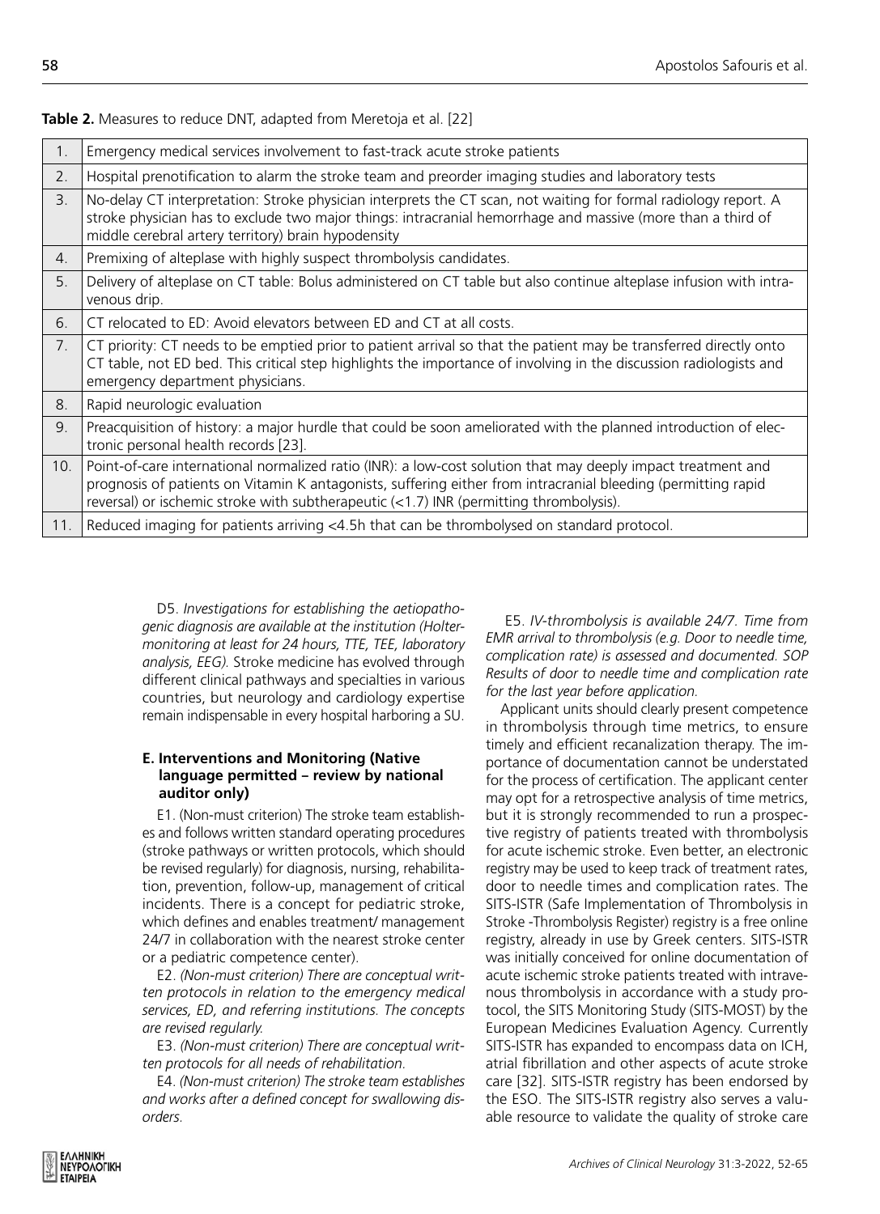**Table 2.** Measures to reduce DNT, adapted from Meretoja et al. [22]

| | |
|---|---|
| 1. | Emergency medical services involvement to fast-track acute stroke patients |
| 2. | Hospital prenotification to alarm the stroke team and preorder imaging studies and laboratory tests |
| 3. | No-delay CT interpretation: Stroke physician interprets the CT scan, not waiting for formal radiology report. A stroke physician has to exclude two major things: intracranial hemorrhage and massive (more than a third of middle cerebral artery territory) brain hypodensity |
| 4. | Premixing of alteplase with highly suspect thrombolysis candidates. |
| 5. | Delivery of alteplase on CT table: Bolus administered on CT table but also continue alteplase infusion with intravenous drip. |
| 6. | CT relocated to ED: Avoid elevators between ED and CT at all costs. |
| 7. | CT priority: CT needs to be emptied prior to patient arrival so that the patient may be transferred directly onto CT table, not ED bed. This critical step highlights the importance of involving in the discussion radiologists and emergency department physicians. |
| 8. | Rapid neurologic evaluation |
| 9. | Preacquisition of history: a major hurdle that could be soon ameliorated with the planned introduction of electronic personal health records [23]. |
| 10. | Point-of-care international normalized ratio (INR): a low-cost solution that may deeply impact treatment and prognosis of patients on Vitamin K antagonists, suffering either from intracranial bleeding (permitting rapid reversal) or ischemic stroke with subtherapeutic (<1.7) INR (permitting thrombolysis). |
| 11. | Reduced imaging for patients arriving <4.5h that can be thrombolysed on standard protocol. |

D5. *Investigations for establishing the aetiopathogenic diagnosis are available at the institution (Holter-monitoring at least for 24 hours, TTE, TEE, laboratory analysis, EEG).* Stroke medicine has evolved through different clinical pathways and specialties in various countries, but neurology and cardiology expertise remain indispensable in every hospital harboring a SU.

### E. Interventions and Monitoring (Native language permitted – review by national auditor only)

E1. (Non-must criterion) The stroke team establishes and follows written standard operating procedures (stroke pathways or written protocols, which should be revised regularly) for diagnosis, nursing, rehabilitation, prevention, follow-up, management of critical incidents. There is a concept for pediatric stroke, which defines and enables treatment/ management 24/7 in collaboration with the nearest stroke center or a pediatric competence center).

E2. *(Non-must criterion) There are conceptual written protocols in relation to the emergency medical services, ED, and referring institutions. The concepts are revised regularly.*

E3. *(Non-must criterion) There are conceptual written protocols for all needs of rehabilitation.*

E4. *(Non-must criterion) The stroke team establishes and works after a defined concept for swallowing disorders.*

E5. *IV-thrombolysis is available 24/7. Time from EMR arrival to thrombolysis (e.g. Door to needle time, complication rate) is assessed and documented. SOP Results of door to needle time and complication rate for the last year before application.*

Applicant units should clearly present competence in thrombolysis through time metrics, to ensure timely and efficient recanalization therapy. The importance of documentation cannot be understated for the process of certification. The applicant center may opt for a retrospective analysis of time metrics, but it is strongly recommended to run a prospective registry of patients treated with thrombolysis for acute ischemic stroke. Even better, an electronic registry may be used to keep track of treatment rates, door to needle times and complication rates. The SITS-ISTR (Safe Implementation of Thrombolysis in Stroke -Thrombolysis Register) registry is a free online registry, already in use by Greek centers. SITS-ISTR was initially conceived for online documentation of acute ischemic stroke patients treated with intravenous thrombolysis in accordance with a study protocol, the SITS Monitoring Study (SITS-MOST) by the European Medicines Evaluation Agency. Currently SITS-ISTR has expanded to encompass data on ICH, atrial fibrillation and other aspects of acute stroke care [32]. SITS-ISTR registry has been endorsed by the ESO. The SITS-ISTR registry also serves a valuable resource to validate the quality of stroke care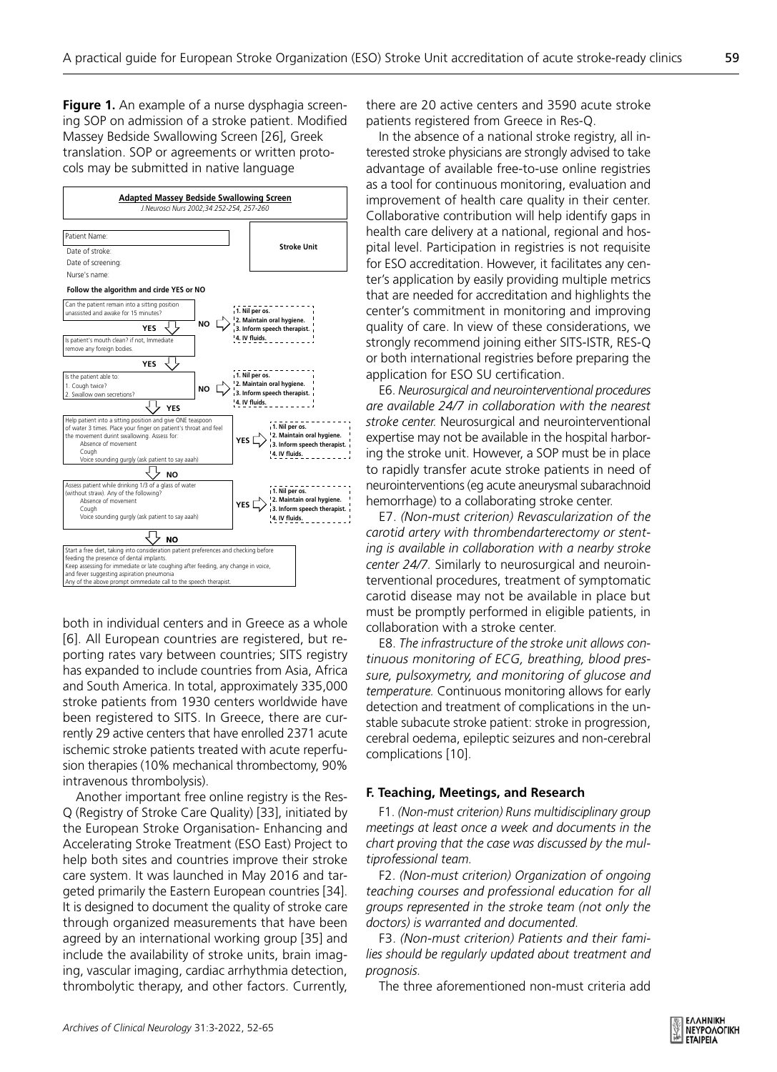**Figure 1.** An example of a nurse dysphagia screening SOP on admission of a stroke patient. Modified Massey Bedside Swallowing Screen [26], Greek translation. SOP or agreements or written protocols may be submitted in native language

**Adapted Massey Bedside Swallowing Screen**
*J Neurosci Nurs 2002,34:252-254, 257-260*

Patient Name:
Date of stroke:
Date of screening:
Nurse's name:

**Stroke Unit**

**Follow the algorithm and circle YES or NO**

Can the patient remain into a sitting position unassisted and awake for 15 minutes?
- NO → 1. Nil per os. 2. Maintain oral hygiene. 3. Inform speech therapist. 4. IV fluids.
- YES ↓

Is patient's mouth clean? if not, Immediate remove any foreign bodies
- YES ↓

Is the patient able to:
1. Cough twice?
2. Swallow own secretions?
- NO → 1. Nil per os. 2. Maintain oral hygiene. 3. Inform speech therapist. 4. IV fluids.
- YES ↓

Help patient into a sitting position and give ONE teaspoon of water 3 times. Place your finger on patient's throat and feel the movement durint swallowing. Assess for:
Absence of movement
Cough
Voice sounding gurgly (ask patient to say aaah)
- YES → 1. Nil per os. 2. Maintain oral hygiene. 3. Inform speech therapist. 4. IV fluids.
- NO ↓

Assess patient while drinking 1/3 of a glass of water (without straw). Any of the following?
Absence of movement
Cough
Voice sounding gurgly (ask patient to say aaah)
- YES → 1. Nil per os. 2. Maintain oral hygiene. 3. Inform speech therapist. 4. IV fluids.
- NO ↓

Start a free diet, taking into consideration patient preferences and checking before feeding the presence of dental implants.
Keep assessing for immediate or late coughing after feeding, any change in voice, and fever suggesting aspiration pneumonia
Any of the above prompt oimmediate call to the speech therapist.

both in individual centers and in Greece as a whole [6]. All European countries are registered, but reporting rates vary between countries; SITS registry has expanded to include countries from Asia, Africa and South America. In total, approximately 335,000 stroke patients from 1930 centers worldwide have been registered to SITS. In Greece, there are currently 29 active centers that have enrolled 2371 acute ischemic stroke patients treated with acute reperfusion therapies (10% mechanical thrombectomy, 90% intravenous thrombolysis).

Another important free online registry is the Res-Q (Registry of Stroke Care Quality) [33], initiated by the European Stroke Organisation- Enhancing and Accelerating Stroke Treatment (ESO East) Project to help both sites and countries improve their stroke care system. It was launched in May 2016 and targeted primarily the Eastern European countries [34]. It is designed to document the quality of stroke care through organized measurements that have been agreed by an international working group [35] and include the availability of stroke units, brain imaging, vascular imaging, cardiac arrhythmia detection, thrombolytic therapy, and other factors. Currently, there are 20 active centers and 3590 acute stroke patients registered from Greece in Res-Q.

In the absence of a national stroke registry, all interested stroke physicians are strongly advised to take advantage of available free-to-use online registries as a tool for continuous monitoring, evaluation and improvement of health care quality in their center. Collaborative contribution will help identify gaps in health care delivery at a national, regional and hospital level. Participation in registries is not requisite for ESO accreditation. However, it facilitates any center's application by easily providing multiple metrics that are needed for accreditation and highlights the center's commitment in monitoring and improving quality of care. In view of these considerations, we strongly recommend joining either SITS-ISTR, RES-Q or both international registries before preparing the application for ESO SU certification.

E6. *Neurosurgical and neurointerventional procedures are available 24/7 in collaboration with the nearest stroke center.* Neurosurgical and neurointerventional expertise may not be available in the hospital harboring the stroke unit. However, a SOP must be in place to rapidly transfer acute stroke patients in need of neurointerventions (eg acute aneurysmal subarachnoid hemorrhage) to a collaborating stroke center.

E7. *(Non-must criterion) Revascularization of the carotid artery with thrombendarterectomy or stenting is available in collaboration with a nearby stroke center 24/7.* Similarly to neurosurgical and neurointerventional procedures, treatment of symptomatic carotid disease may not be available in place but must be promptly performed in eligible patients, in collaboration with a stroke center.

E8. *The infrastructure of the stroke unit allows continuous monitoring of ECG, breathing, blood pressure, pulsoxymetry, and monitoring of glucose and temperature.* Continuous monitoring allows for early detection and treatment of complications in the unstable subacute stroke patient: stroke in progression, cerebral oedema, epileptic seizures and non-cerebral complications [10].

### F. Teaching, Meetings, and Research

F1. *(Non-must criterion) Runs multidisciplinary group meetings at least once a week and documents in the chart proving that the case was discussed by the multiprofessional team.*

F2. *(Non-must criterion) Organization of ongoing teaching courses and professional education for all groups represented in the stroke team (not only the doctors) is warranted and documented.*

F3. *(Non-must criterion) Patients and their families should be regularly updated about treatment and prognosis.*

The three aforementioned non-must criteria add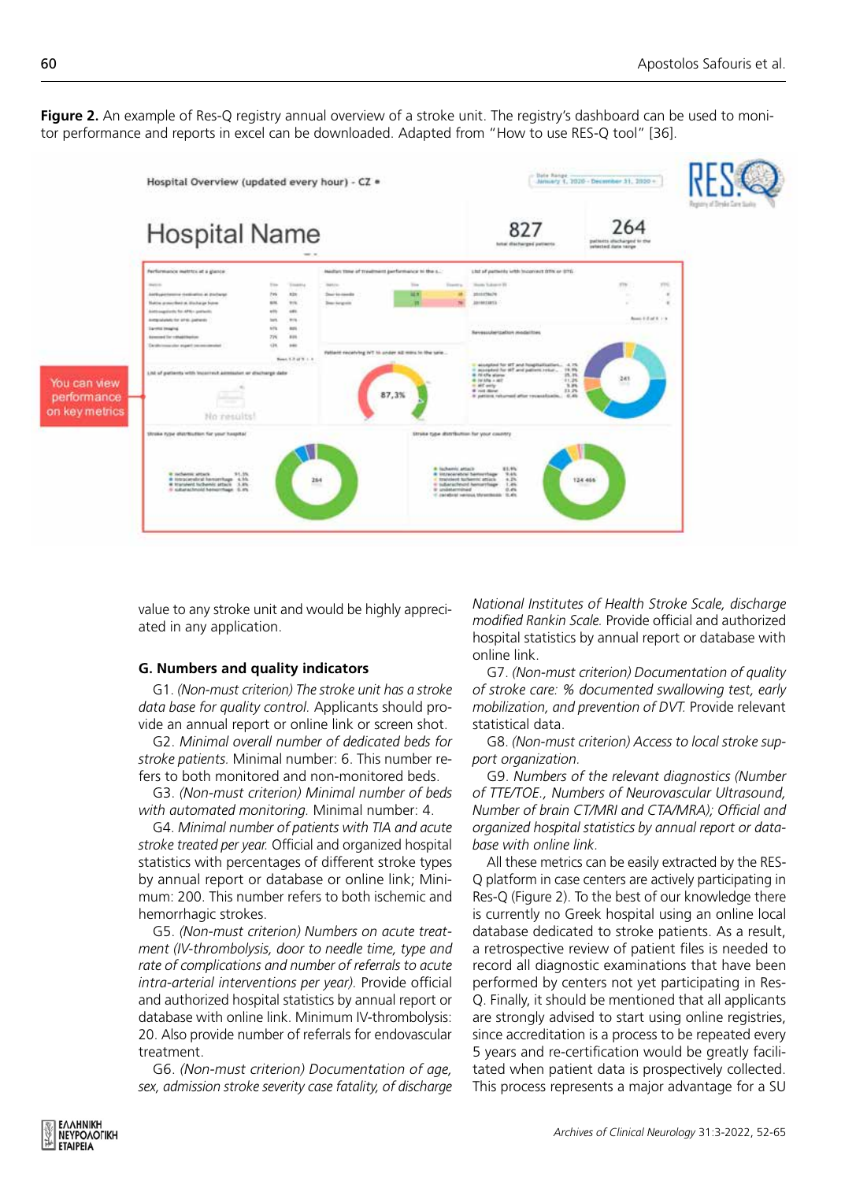**Figure 2.** An example of Res-Q registry annual overview of a stroke unit. The registry's dashboard can be used to monitor performance and reports in excel can be downloaded. Adapted from "How to use RES-Q tool" [36].

value to any stroke unit and would be highly appreciated in any application.

## G. Numbers and quality indicators

G1. *(Non-must criterion) The stroke unit has a stroke data base for quality control.* Applicants should provide an annual report or online link or screen shot.

G2. *Minimal overall number of dedicated beds for stroke patients.* Minimal number: 6. This number refers to both monitored and non-monitored beds.

G3. *(Non-must criterion) Minimal number of beds with automated monitoring.* Minimal number: 4.

G4. *Minimal number of patients with TIA and acute stroke treated per year.* Official and organized hospital statistics with percentages of different stroke types by annual report or database or online link; Minimum: 200. This number refers to both ischemic and hemorrhagic strokes.

G5. *(Non-must criterion) Numbers on acute treatment (IV-thrombolysis, door to needle time, type and rate of complications and number of referrals to acute intra-arterial interventions per year).* Provide official and authorized hospital statistics by annual report or database with online link. Minimum IV-thrombolysis: 20. Also provide number of referrals for endovascular treatment.

G6. *(Non-must criterion) Documentation of age, sex, admission stroke severity case fatality, of discharge National Institutes of Health Stroke Scale, discharge modified Rankin Scale.* Provide official and authorized hospital statistics by annual report or database with online link.

G7. *(Non-must criterion) Documentation of quality of stroke care: % documented swallowing test, early mobilization, and prevention of DVT.* Provide relevant statistical data.

G8. *(Non-must criterion) Access to local stroke support organization.*

G9. *Numbers of the relevant diagnostics (Number of TTE/TOE., Numbers of Neurovascular Ultrasound, Number of brain CT/MRI and CTA/MRA); Official and organized hospital statistics by annual report or database with online link.*

All these metrics can be easily extracted by the RES-Q platform in case centers are actively participating in Res-Q (Figure 2). To the best of our knowledge there is currently no Greek hospital using an online local database dedicated to stroke patients. As a result, a retrospective review of patient files is needed to record all diagnostic examinations that have been performed by centers not yet participating in Res-Q. Finally, it should be mentioned that all applicants are strongly advised to start using online registries, since accreditation is a process to be repeated every 5 years and re-certification would be greatly facilitated when patient data is prospectively collected. This process represents a major advantage for a SU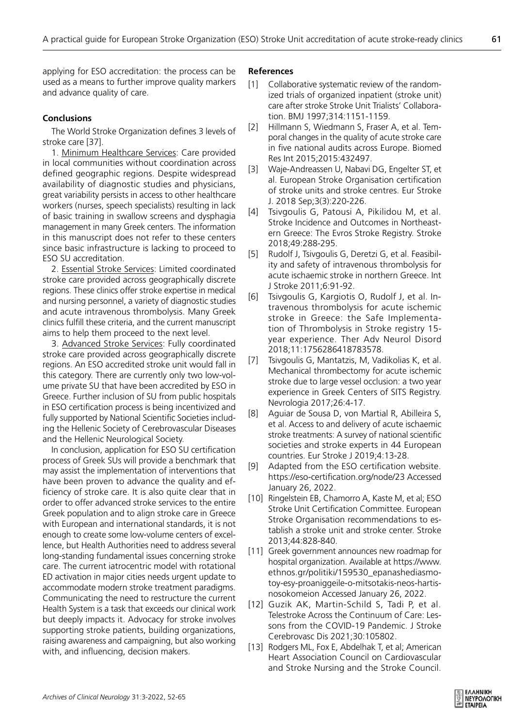applying for ESO accreditation: the process can be used as a means to further improve quality markers and advance quality of care.

### Conclusions

The World Stroke Organization defines 3 levels of stroke care [37].

1. Minimum Healthcare Services: Care provided in local communities without coordination across defined geographic regions. Despite widespread availability of diagnostic studies and physicians, great variability persists in access to other healthcare workers (nurses, speech specialists) resulting in lack of basic training in swallow screens and dysphagia management in many Greek centers. The information in this manuscript does not refer to these centers since basic infrastructure is lacking to proceed to ESO SU accreditation.

2. Essential Stroke Services: Limited coordinated stroke care provided across geographically discrete regions. These clinics offer stroke expertise in medical and nursing personnel, a variety of diagnostic studies and acute intravenous thrombolysis. Many Greek clinics fulfill these criteria, and the current manuscript aims to help them proceed to the next level.

3. Advanced Stroke Services: Fully coordinated stroke care provided across geographically discrete regions. An ESO accredited stroke unit would fall in this category. There are currently only two low-volume private SU that have been accredited by ESO in Greece. Further inclusion of SU from public hospitals in ESO certification process is being incentivized and fully supported by National Scientific Societies including the Hellenic Society of Cerebrovascular Diseases and the Hellenic Neurological Society.

In conclusion, application for ESO SU certification process of Greek SUs will provide a benchmark that may assist the implementation of interventions that have been proven to advance the quality and efficiency of stroke care. It is also quite clear that in order to offer advanced stroke services to the entire Greek population and to align stroke care in Greece with European and international standards, it is not enough to create some low-volume centers of excellence, but Health Authorities need to address several long-standing fundamental issues concerning stroke care. The current iatrocentric model with rotational ED activation in major cities needs urgent update to accommodate modern stroke treatment paradigms. Communicating the need to restructure the current Health System is a task that exceeds our clinical work but deeply impacts it. Advocacy for stroke involves supporting stroke patients, building organizations, raising awareness and campaigning, but also working with, and influencing, decision makers.

### References

[1] Collaborative systematic review of the randomized trials of organized inpatient (stroke unit) care after stroke Stroke Unit Trialists' Collaboration. BMJ 1997;314:1151-1159.

[2] Hillmann S, Wiedmann S, Fraser A, et al. Temporal changes in the quality of acute stroke care in five national audits across Europe. Biomed Res Int 2015;2015:432497.

[3] Waje-Andreassen U, Nabavi DG, Engelter ST, et al. European Stroke Organisation certification of stroke units and stroke centres. Eur Stroke J. 2018 Sep;3(3):220-226.

[4] Tsivgoulis G, Patousi A, Pikilidou M, et al. Stroke Incidence and Outcomes in Northeastern Greece: The Evros Stroke Registry. Stroke 2018;49:288-295.

[5] Rudolf J, Tsivgoulis G, Deretzi G, et al. Feasibility and safety of intravenous thrombolysis for acute ischaemic stroke in northern Greece. Int J Stroke 2011;6:91-92.

[6] Tsivgoulis G, Kargiotis O, Rudolf J, et al. Intravenous thrombolysis for acute ischemic stroke in Greece: the Safe Implementation of Thrombolysis in Stroke registry 15-year experience. Ther Adv Neurol Disord 2018;11:1756286418783578.

[7] Tsivgoulis G, Mantatzis, M, Vadikolias K, et al. Mechanical thrombectomy for acute ischemic stroke due to large vessel occlusion: a two year experience in Greek Centers of SITS Registry. Nevrologia 2017;26:4-17.

[8] Aguiar de Sousa D, von Martial R, Abilleira S, et al. Access to and delivery of acute ischaemic stroke treatments: A survey of national scientific societies and stroke experts in 44 European countries. Eur Stroke J 2019;4:13-28.

[9] Adapted from the ESO certification website. https://eso-certification.org/node/23 Accessed January 26, 2022.

[10] Ringelstein EB, Chamorro A, Kaste M, et al; ESO Stroke Unit Certification Committee. European Stroke Organisation recommendations to establish a stroke unit and stroke center. Stroke 2013;44:828-840.

[11] Greek government announces new roadmap for hospital organization. Available at https://www.ethnos.gr/politiki/159530_epanashediasmotoy-esy-proaniggeile-o-mitsotakis-neos-hartis-nosokomeion Accessed January 26, 2022.

[12] Guzik AK, Martin-Schild S, Tadi P, et al. Telestroke Across the Continuum of Care: Lessons from the COVID-19 Pandemic. J Stroke Cerebrovasc Dis 2021;30:105802.

[13] Rodgers ML, Fox E, Abdelhak T, et al; American Heart Association Council on Cardiovascular and Stroke Nursing and the Stroke Council.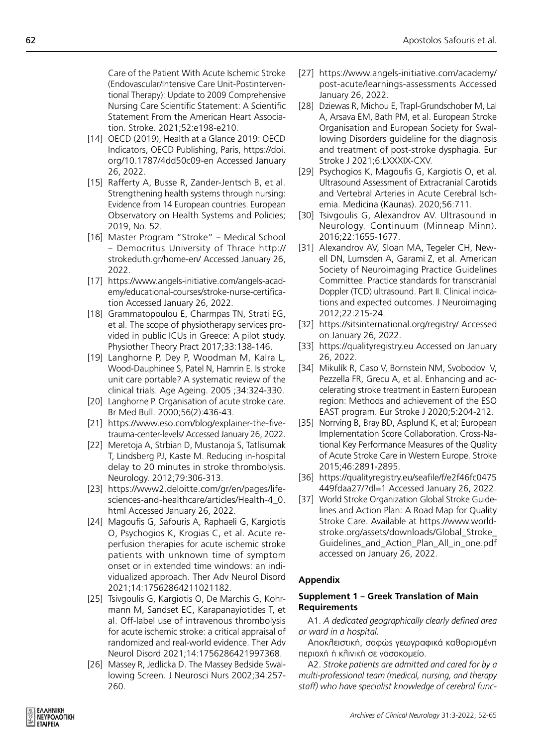Care of the Patient With Acute Ischemic Stroke (Endovascular/Intensive Care Unit-Postinterventional Therapy): Update to 2009 Comprehensive Nursing Care Scientific Statement: A Scientific Statement From the American Heart Association. Stroke. 2021;52:e198-e210.

[14] OECD (2019), Health at a Glance 2019: OECD Indicators, OECD Publishing, Paris, https://doi.org/10.1787/4dd50c09-en Accessed January 26, 2022.

[15] Rafferty A, Busse R, Zander-Jentsch B, et al. Strengthening health systems through nursing: Evidence from 14 European countries. European Observatory on Health Systems and Policies; 2019, No. 52.

[16] Master Program "Stroke" – Medical School – Democritus University of Thrace http://strokeduth.gr/home-en/ Accessed January 26, 2022.

[17] https://www.angels-initiative.com/angels-academy/educational-courses/stroke-nurse-certification Accessed January 26, 2022.

[18] Grammatopoulou E, Charmpas TN, Strati EG, et al. The scope of physiotherapy services provided in public ICUs in Greece: A pilot study. Physiother Theory Pract 2017;33:138-146.

[19] Langhorne P, Dey P, Woodman M, Kalra L, Wood-Dauphinee S, Patel N, Hamrin E. Is stroke unit care portable? A systematic review of the clinical trials. Age Ageing. 2005 ;34:324-330.

[20] Langhorne P. Organisation of acute stroke care. Br Med Bull. 2000;56(2):436-43.

[21] https://www.eso.com/blog/explainer-the-five-trauma-center-levels/ Accessed January 26, 2022.

[22] Meretoja A, Strbian D, Mustanoja S, Tatlisumak T, Lindsberg PJ, Kaste M. Reducing in-hospital delay to 20 minutes in stroke thrombolysis. Neurology. 2012;79:306-313.

[23] https://www2.deloitte.com/gr/en/pages/life-sciences-and-healthcare/articles/Health-4_0.html Accessed January 26, 2022.

[24] Magoufis G, Safouris A, Raphaeli G, Kargiotis O, Psychogios K, Krogias C, et al. Acute reperfusion therapies for acute ischemic stroke patients with unknown time of symptom onset or in extended time windows: an individualized approach. Ther Adv Neurol Disord 2021;14:17562864211021182.

[25] Tsivgoulis G, Kargiotis O, De Marchis G, Kohrmann M, Sandset EC, Karapanayiotides T, et al. Off-label use of intravenous thrombolysis for acute ischemic stroke: a critical appraisal of randomized and real-world evidence. Ther Adv Neurol Disord 2021;14:1756286421997368.

[26] Massey R, Jedlicka D. The Massey Bedside Swallowing Screen. J Neurosci Nurs 2002;34:257-260.

[27] https://www.angels-initiative.com/academy/post-acute/learnings-assessments Accessed January 26, 2022.

[28] Dziewas R, Michou E, Trapl-Grundschober M, Lal A, Arsava EM, Bath PM, et al. European Stroke Organisation and European Society for Swallowing Disorders guideline for the diagnosis and treatment of post-stroke dysphagia. Eur Stroke J 2021;6:LXXXIX-CXV.

[29] Psychogios K, Magoufis G, Kargiotis O, et al. Ultrasound Assessment of Extracranial Carotids and Vertebral Arteries in Acute Cerebral Ischemia. Medicina (Kaunas). 2020;56:711.

[30] Tsivgoulis G, Alexandrov AV. Ultrasound in Neurology. Continuum (Minneap Minn). 2016;22:1655-1677.

[31] Alexandrov AV, Sloan MA, Tegeler CH, Newell DN, Lumsden A, Garami Z, et al. American Society of Neuroimaging Practice Guidelines Committee. Practice standards for transcranial Doppler (TCD) ultrasound. Part II. Clinical indications and expected outcomes. J Neuroimaging 2012;22:215-24.

[32] https://sitsinternational.org/registry/ Accessed on January 26, 2022.

[33] https://qualityregistry.eu Accessed on January 26, 2022.

[34] Mikulík R, Caso V, Bornstein NM, Svobodov V, Pezzella FR, Grecu A, et al. Enhancing and accelerating stroke treatment in Eastern European region: Methods and achievement of the ESO EAST program. Eur Stroke J 2020;5:204-212.

[35] Norrving B, Bray BD, Asplund K, et al; European Implementation Score Collaboration. Cross-National Key Performance Measures of the Quality of Acute Stroke Care in Western Europe. Stroke 2015;46:2891-2895.

[36] https://qualityregistry.eu/seafile/f/e2f46fc0475449fdaa27/?dl=1 Accessed January 26, 2022.

[37] World Stroke Organization Global Stroke Guidelines and Action Plan: A Road Map for Quality Stroke Care. Available at https://www.world-stroke.org/assets/downloads/Global_Stroke_Guidelines_and_Action_Plan_All_in_one.pdf accessed on January 26, 2022.

## Appendix

### Supplement 1 – Greek Translation of Main Requirements

A1. *A dedicated geographically clearly defined area or ward in a hospital.*

Αποκλειστική, σαφώς γεωγραφικά καθορισμένη περιοχή ή κλινική σε νοσοκομείο.

A2. *Stroke patients are admitted and cared for by a multi-professional team (medical, nursing, and therapy staff) who have specialist knowledge of cerebral func-*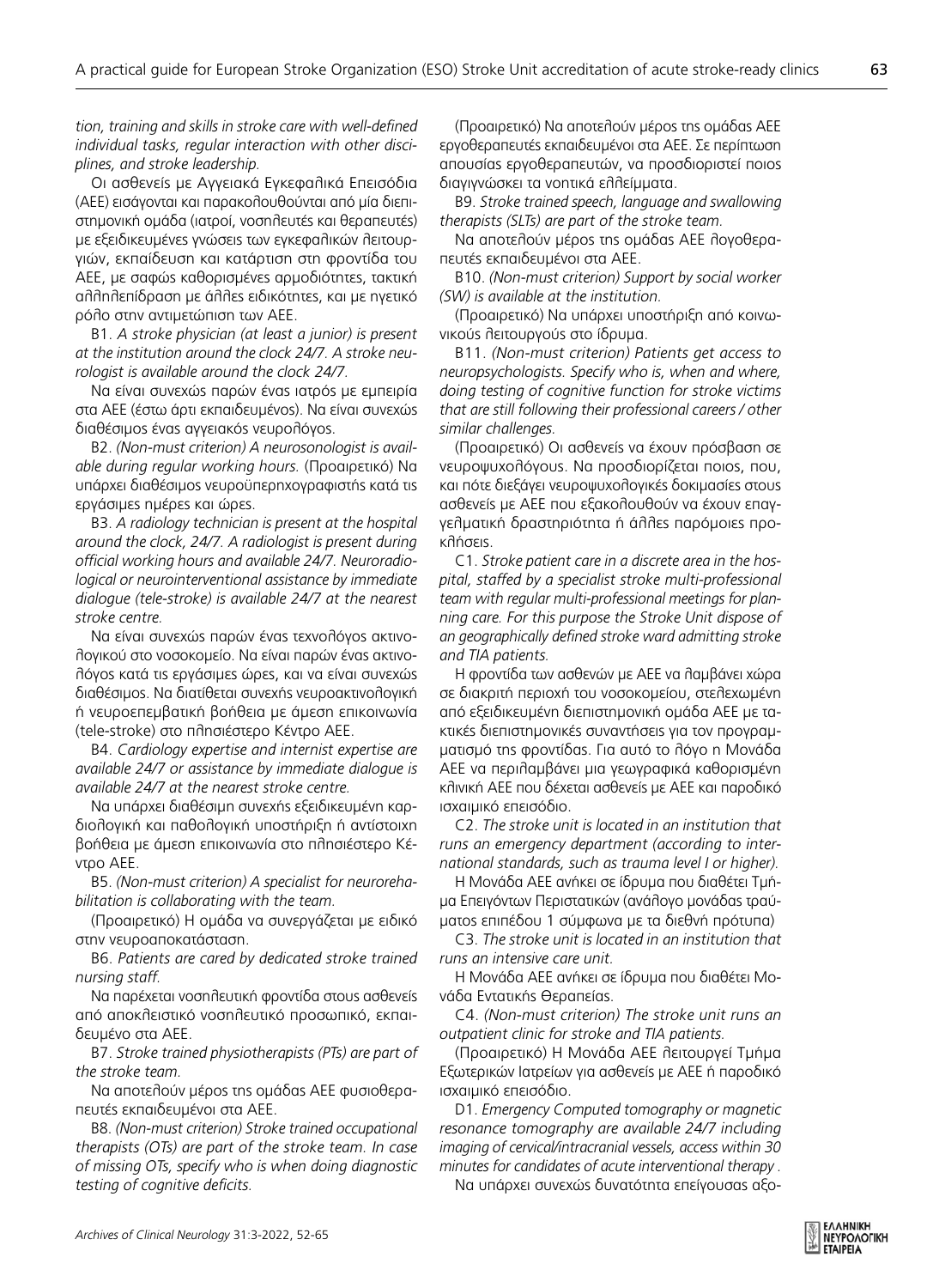*tion, training and skills in stroke care with well-defined individual tasks, regular interaction with other disciplines, and stroke leadership.*

Οι ασθενείς με Αγγειακά Εγκεφαλικά Επεισόδια (ΑΕΕ) εισάγονται και παρακολουθούνται από μία διεπιστημονική ομάδα (ιατροί, νοσηλευτές και θεραπευτές) με εξειδικευμένες γνώσεις των εγκεφαλικών λειτουργιών, εκπαίδευση και κατάρτιση στη φροντίδα του ΑΕΕ, με σαφώς καθορισμένες αρμοδιότητες, τακτική αλληλεπίδραση με άλλες ειδικότητες, και με ηγετικό ρόλο στην αντιμετώπιση των ΑΕΕ.

B1. *A stroke physician (at least a junior) is present at the institution around the clock 24/7. A stroke neurologist is available around the clock 24/7.*

Να είναι συνεχώς παρών ένας ιατρός με εμπειρία στα ΑΕΕ (έστω άρτι εκπαιδευμένος). Να είναι συνεχώς διαθέσιμος ένας αγγειακός νευρολόγος.

B2. *(Non-must criterion) A neurosonologist is available during regular working hours.* (Προαιρετικό) Να υπάρχει διαθέσιμος νευροϋπερηχογραφιστής κατά τις εργάσιμες ημέρες και ώρες.

B3. *A radiology technician is present at the hospital around the clock, 24/7. A radiologist is present during official working hours and available 24/7. Neuroradiological or neurointerventional assistance by immediate dialogue (tele-stroke) is available 24/7 at the nearest stroke centre.*

Να είναι συνεχώς παρών ένας τεχνολόγος ακτινολογικού στο νοσοκομείο. Να είναι παρών ένας ακτινολόγος κατά τις εργάσιμες ώρες, και να είναι συνεχώς διαθέσιμος. Να διατίθεται συνεχής νευροακτινολογική ή νευροεπεμβατική βοήθεια με άμεση επικοινωνία (tele-stroke) στο πλησιέστερο Κέντρο ΑΕΕ.

B4. *Cardiology expertise and internist expertise are available 24/7 or assistance by immediate dialogue is available 24/7 at the nearest stroke centre.*

Να υπάρχει διαθέσιμη συνεχής εξειδικευμένη καρδιολογική και παθολογική υποστήριξη ή αντίστοιχη βοήθεια με άμεση επικοινωνία στο πλησιέστερο Κέντρο ΑΕΕ.

B5. *(Non-must criterion) A specialist for neurorehabilitation is collaborating with the team.*

(Προαιρετικό) Η ομάδα να συνεργάζεται με ειδικό στην νευροαποκατάσταση.

B6. *Patients are cared by dedicated stroke trained nursing staff.*

Να παρέχεται νοσηλευτική φροντίδα στους ασθενείς από αποκλειστικό νοσηλευτικό προσωπικό, εκπαιδευμένο στα ΑΕΕ.

B7. *Stroke trained physiotherapists (PTs) are part of the stroke team.*

Να αποτελούν μέρος της ομάδας ΑΕΕ φυσιοθεραπευτές εκπαιδευμένοι στα ΑΕΕ.

B8. *(Non-must criterion) Stroke trained occupational therapists (OTs) are part of the stroke team. In case of missing OTs, specify who is when doing diagnostic testing of cognitive deficits.*

(Προαιρετικό) Να αποτελούν μέρος της ομάδας ΑΕΕ εργοθεραπευτές εκπαιδευμένοι στα ΑΕΕ. Σε περίπτωση απουσίας εργοθεραπευτών, να προσδιοριστεί ποιος διαγιγνώσκει τα νοητικά ελλείμματα.

B9. *Stroke trained speech, language and swallowing therapists (SLTs) are part of the stroke team.*

Να αποτελούν μέρος της ομάδας ΑΕΕ λογοθεραπευτές εκπαιδευμένοι στα ΑΕΕ.

B10. *(Non-must criterion) Support by social worker (SW) is available at the institution.*

(Προαιρετικό) Να υπάρχει υποστήριξη από κοινωνικούς λειτουργούς στο ίδρυμα.

B11. *(Non-must criterion) Patients get access to neuropsychologists. Specify who is, when and where, doing testing of cognitive function for stroke victims that are still following their professional careers / other similar challenges.*

(Προαιρετικό) Οι ασθενείς να έχουν πρόσβαση σε νευροψυχολόγους. Να προσδιορίζεται ποιος, πού, και πότε διεξάγει νευροψυχολογικές δοκιμασίες στους ασθενείς με ΑΕΕ που εξακολουθούν να έχουν επαγγελματική δραστηριότητα ή άλλες παρόμοιες προκλήσεις.

C1. *Stroke patient care in a discrete area in the hospital, staffed by a specialist stroke multi-professional team with regular multi-professional meetings for planning care. For this purpose the Stroke Unit dispose of an geographically defined stroke ward admitting stroke and TIA patients.*

Η φροντίδα των ασθενών με ΑΕΕ να λαμβάνει χώρα σε διακριτή περιοχή του νοσοκομείου, στελεχωμένη από εξειδικευμένη διεπιστημονική ομάδα ΑΕΕ με τακτικές διεπιστημονικές συναντήσεις για τον προγραμματισμό της φροντίδας. Για αυτό το λόγο η Μονάδα ΑΕΕ να περιλαμβάνει μια γεωγραφικά καθορισμένη κλινική ΑΕΕ που δέχεται ασθενείς με ΑΕΕ και παροδικό ισχαιμικό επεισόδιο.

C2. *The stroke unit is located in an institution that runs an emergency department (according to international standards, such as trauma level I or higher).*

Η Μονάδα ΑΕΕ ανήκει σε ίδρυμα που διαθέτει Τμήμα Επειγόντων Περιστατικών (ανάλογο μονάδας τραύματος επιπέδου 1 σύμφωνα με τα διεθνή πρότυπα)

C3. *The stroke unit is located in an institution that runs an intensive care unit.*

Η Μονάδα ΑΕΕ ανήκει σε ίδρυμα που διαθέτει Μονάδα Εντατικής Θεραπείας.

C4. *(Non-must criterion) The stroke unit runs an outpatient clinic for stroke and TIA patients.*

(Προαιρετικό) Η Μονάδα ΑΕΕ λειτουργεί Τμήμα Εξωτερικών Ιατρείων για ασθενείς με ΑΕΕ ή παροδικό ισχαιμικό επεισόδιο.

D1. *Emergency Computed tomography or magnetic resonance tomography are available 24/7 including imaging of cervical/intracranial vessels, access within 30 minutes for candidates of acute interventional therapy .*

Να υπάρχει συνεχώς δυνατότητα επείγουσας αξο-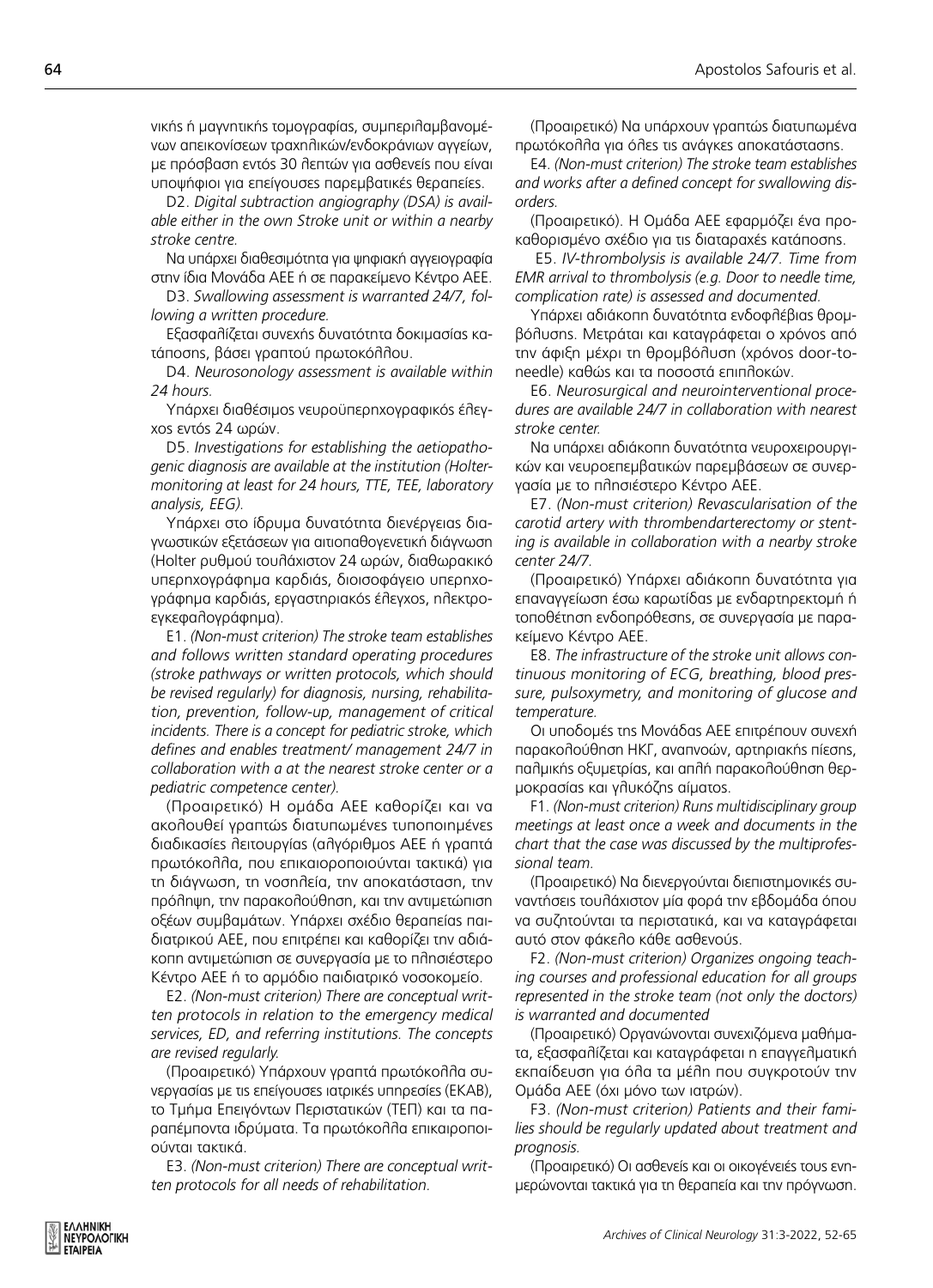νικής ή μαγνητικής τομογραφίας, συμπεριλαμβανομένων απεικονίσεων τραχηλικών/ενδοκράνιων αγγείων, με πρόσβαση εντός 30 λεπτών για ασθενείς που είναι υποψήφιοι για επείγουσες παρεμβατικές θεραπείες.

D2. *Digital subtraction angiography (DSA) is available either in the own Stroke unit or within a nearby stroke centre.*

Να υπάρχει διαθεσιμότητα για ψηφιακή αγγειογραφία στην ίδια Μονάδα ΑΕΕ ή σε παρακείμενο Κέντρο ΑΕΕ.

D3. *Swallowing assessment is warranted 24/7, following a written procedure.*

Εξασφαλίζεται συνεχής δυνατότητα δοκιμασίας κατάποσης, βάσει γραπτού πρωτοκόλλου.

D4. *Neurosonology assessment is available within 24 hours.*

Υπάρχει διαθέσιμος νευροϋπερηχογραφικός έλεγχος εντός 24 ωρών.

D5. *Investigations for establishing the aetiopathogenic diagnosis are available at the institution (Holter-monitoring at least for 24 hours, TTE, TEE, laboratory analysis, EEG).*

Υπάρχει στο ίδρυμα δυνατότητα διενέργειας διαγνωστικών εξετάσεων για αιτιοπαθογενετική διάγνωση (Holter ρυθμού τουλάχιστον 24 ωρών, διαθωρακικό υπερηχογράφημα καρδιάς, διοισοφάγειο υπερηχογράφημα καρδιάς, εργαστηριακός έλεγχος, ηλεκτροεγκεφαλογράφημα).

E1. *(Non-must criterion) The stroke team establishes and follows written standard operating procedures (stroke pathways or written protocols, which should be revised regularly) for diagnosis, nursing, rehabilitation, prevention, follow-up, management of critical incidents. There is a concept for pediatric stroke, which defines and enables treatment/ management 24/7 in collaboration with a at the nearest stroke center or a pediatric competence center).*

(Προαιρετικό) Η ομάδα ΑΕΕ καθορίζει και να ακολουθεί γραπτώς διατυπωμένες τυποποιημένες διαδικασίες λειτουργίας (αλγόριθμος ΑΕΕ ή γραπτά πρωτόκολλα, που επικαιροποιούνται τακτικά) για τη διάγνωση, τη νοσηλεία, την αποκατάσταση, την πρόληψη, την παρακολούθηση, και την αντιμετώπιση οξέων συμβαμάτων. Υπάρχει σχέδιο θεραπείας παιδιατρικού ΑΕΕ, που επιτρέπει και καθορίζει την αδιάκοπη αντιμετώπιση σε συνεργασία με το πλησιέστερο Κέντρο ΑΕΕ ή το αρμόδιο παιδιατρικό νοσοκομείο.

E2. *(Non-must criterion) There are conceptual written protocols in relation to the emergency medical services, ED, and referring institutions. The concepts are revised regularly.*

(Προαιρετικό) Υπάρχουν γραπτά πρωτόκολλα συνεργασίας με τις επείγουσες ιατρικές υπηρεσίες (ΕΚΑΒ), το Τμήμα Επειγόντων Περιστατικών (ΤΕΠ) και τα παραπέμποντα ιδρύματα. Τα πρωτόκολλα επικαιροποιούνται τακτικά.

E3. *(Non-must criterion) There are conceptual written protocols for all needs of rehabilitation.*

(Προαιρετικό) Να υπάρχουν γραπτώς διατυπωμένα πρωτόκολλα για όλες τις ανάγκες αποκατάστασης.

E4. *(Non-must criterion) The stroke team establishes and works after a defined concept for swallowing disorders.*

(Προαιρετικό). Η Ομάδα ΑΕΕ εφαρμόζει ένα προκαθορισμένο σχέδιο για τις διαταραχές κατάποσης.

E5. *IV-thrombolysis is available 24/7. Time from EMR arrival to thrombolysis (e.g. Door to needle time, complication rate) is assessed and documented.*

Υπάρχει αδιάκοπη δυνατότητα ενδοφλέβιας θρομβόλυσης. Μετράται και καταγράφεται ο χρόνος από την άφιξη μέχρι τη θρομβόλυση (χρόνος door-to-needle) καθώς και τα ποσοστά επιπλοκών.

E6. *Neurosurgical and neurointerventional procedures are available 24/7 in collaboration with nearest stroke center.*

Να υπάρχει αδιάκοπη δυνατότητα νευροχειρουργικών και νευροεπεμβατικών παρεμβάσεων σε συνεργασία με το πλησιέστερο Κέντρο ΑΕΕ.

E7. *(Non-must criterion) Revascularisation of the carotid artery with thrombendarterectomy or stenting is available in collaboration with a nearby stroke center 24/7.*

(Προαιρετικό) Υπάρχει αδιάκοπη δυνατότητα για επαναγγείωση έσω καρωτίδας με ενδαρτηρεκτομή ή τοποθέτηση ενδοπρόθεσης, σε συνεργασία με παρακείμενο Κέντρο ΑΕΕ.

E8. *The infrastructure of the stroke unit allows continuous monitoring of ECG, breathing, blood pressure, pulsoxymetry, and monitoring of glucose and temperature.*

Οι υποδομές της Μονάδας ΑΕΕ επιτρέπουν συνεχή παρακολούθηση ΗΚΓ, αναπνοών, αρτηριακής πίεσης, παλμικής οξυμετρίας, και απλή παρακολούθηση θερμοκρασίας και γλυκόζης αίματος.

F1. *(Non-must criterion) Runs multidisciplinary group meetings at least once a week and documents in the chart that the case was discussed by the multiprofessional team.*

(Προαιρετικό) Να διενεργούνται διεπιστημονικές συναντήσεις τουλάχιστον μία φορά την εβδομάδα όπου να συζητούνται τα περιστατικά, και να καταγράφεται αυτό στον φάκελο κάθε ασθενούς.

F2. *(Non-must criterion) Organizes ongoing teaching courses and professional education for all groups represented in the stroke team (not only the doctors) is warranted and documented*

(Προαιρετικό) Οργανώνονται συνεχιζόμενα μαθήματα, εξασφαλίζεται και καταγράφεται η επαγγελματική εκπαίδευση για όλα τα μέλη που συγκροτούν την Ομάδα ΑΕΕ (όχι μόνο των ιατρών).

F3. *(Non-must criterion) Patients and their families should be regularly updated about treatment and prognosis.*

(Προαιρετικό) Οι ασθενείς και οι οικογένειές τους ενημερώνονται τακτικά για τη θεραπεία και την πρόγνωση.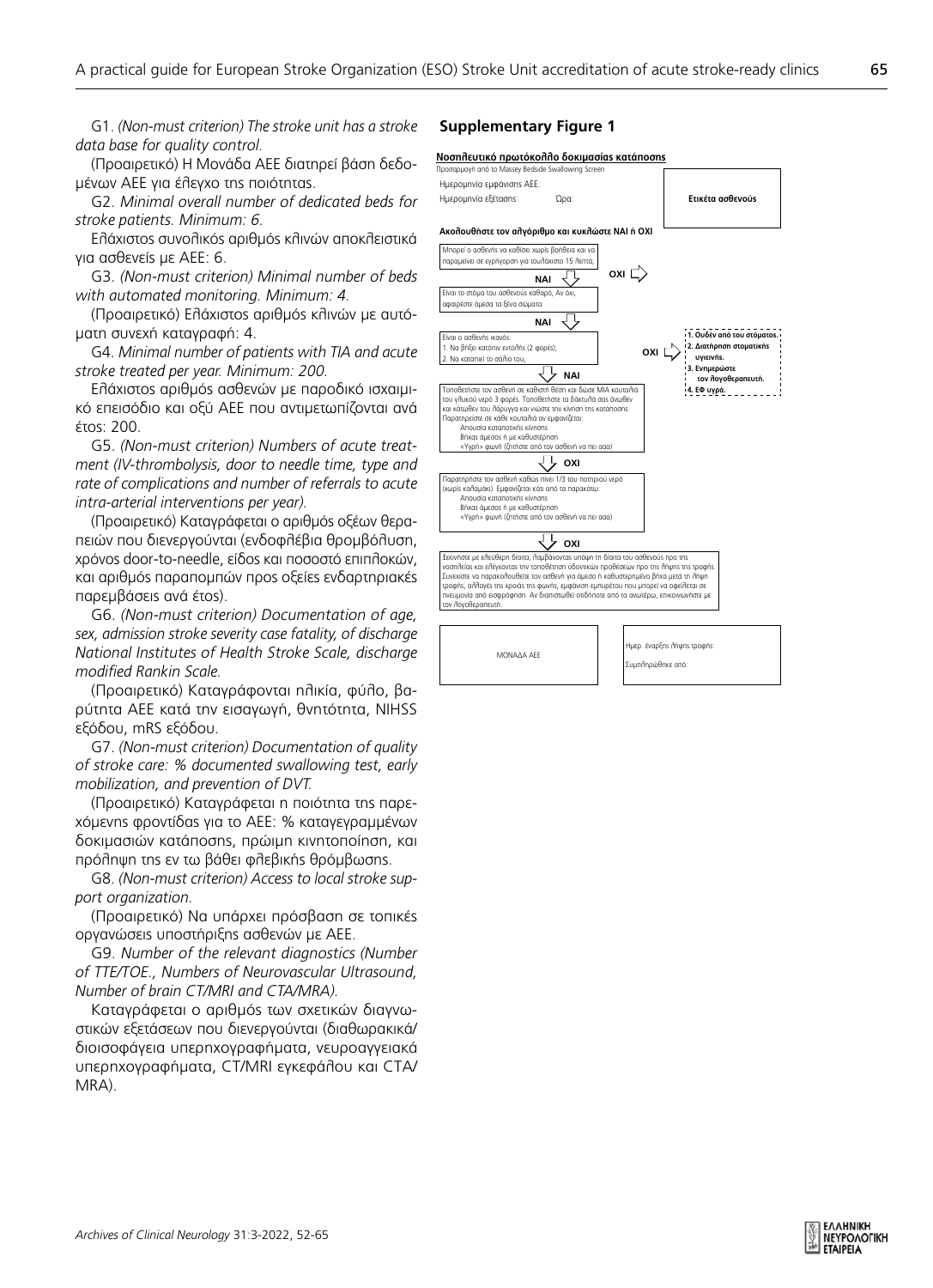G1. *(Non-must criterion) The stroke unit has a stroke data base for quality control.*

(Προαιρετικό) Η Μονάδα ΑΕΕ διατηρεί βάση δεδομένων ΑΕΕ για έλεγχο της ποιότητας.

G2. *Minimal overall number of dedicated beds for stroke patients. Minimum: 6.*

Ελάχιστος συνολικός αριθμός κλινών αποκλειστικά για ασθενείς με ΑΕΕ: 6.

G3. *(Non-must criterion) Minimal number of beds with automated monitoring. Minimum: 4.*

(Προαιρετικό) Ελάχιστος αριθμός κλινών με αυτόματη συνεχή καταγραφή: 4.

G4. *Minimal number of patients with TIA and acute stroke treated per year. Minimum: 200.*

Ελάχιστος αριθμός ασθενών με παροδικό ισχαιμικό επεισόδιο και οξύ ΑΕΕ που αντιμετωπίζονται ανά έτος: 200.

G5. *(Non-must criterion) Numbers of acute treatment (IV-thrombolysis, door to needle time, type and rate of complications and number of referrals to acute intra-arterial interventions per year).*

(Προαιρετικό) Καταγράφεται ο αριθμός οξέων θεραπειών που διενεργούνται (ενδοφλέβια θρομβόλυση, χρόνος door-to-needle, είδος και ποσοστό επιπλοκών, και αριθμός παραπομπών προς οξείες ενδαρτηριακές παρεμβάσεις ανά έτος).

G6. *(Non-must criterion) Documentation of age, sex, admission stroke severity case fatality, of discharge National Institutes of Health Stroke Scale, discharge modified Rankin Scale.*

(Προαιρετικό) Καταγράφονται ηλικία, φύλο, βαρύτητα ΑΕΕ κατά την εισαγωγή, θνητότητα, NIHSS εξόδου, mRS εξόδου.

G7. *(Non-must criterion) Documentation of quality of stroke care: % documented swallowing test, early mobilization, and prevention of DVT.*

(Προαιρετικό) Καταγράφεται η ποιότητα της παρεχόμενης φροντίδας για το ΑΕΕ: % καταγεγραμμένων δοκιμασιών κατάποσης, πρώιμη κινητοποίηση, και πρόληψη της εν τω βάθει φλεβικής θρόμβωσης.

G8. *(Non-must criterion) Access to local stroke support organization.*

(Προαιρετικό) Να υπάρχει πρόσβαση σε τοπικές οργανώσεις υποστήριξης ασθενών με ΑΕΕ.

G9. *Number of the relevant diagnostics (Number of TTE/TOE., Numbers of Neurovascular Ultrasound, Number of brain CT/MRI and CTA/MRA).*

Καταγράφεται ο αριθμός των σχετικών διαγνωστικών εξετάσεων που διενεργούνται (διαθωρακικά/διοισοφάγεια υπερηχογραφήματα, νευροαγγειακά υπερηχογραφήματα, CT/MRI εγκεφάλου και CTA/MRA).

## Supplementary Figure 1

**Νοσηλευτικό πρωτόκολλο δοκιμασίας κατάποσης**

Προσαρμογή από το Massey Bedside Swallowing Screen

Ημερομηνία εμφάνισης ΑΕΕ:

Ημερομηνία εξέτασης: Ώρα:

**Ετικέτα ασθενούς**

**Ακολουθήστε τον αλγόριθμο και κυκλώστε ΝΑΙ ή ΟΧΙ**

Μπορεί ο ασθενής να καθίσει χωρίς βοήθεια και να παραμείνει σε εγρήγορση για τουλάχιστο 15 λεπτά;

**ΝΑΙ** **ΟΧΙ**

Είναι το στόμα του ασθενούς καθαρό; Αν όχι, αφαιρέστε άμεσα τα ξένα σώματα.

**ΝΑΙ**

Είναι ο ασθενής ικανός:
1. Να βήξει κατόπιν εντολής (2 φορές);
2. Να καταπιεί το σάλιο του;

**ΝΑΙ** **ΟΧΙ**

**1. Ουδέν από του στόματος.**
**2. Διατήρηση στοματικής υγιεινής.**
**3. Ενημερώστε τον λογοθεραπευτή.**
**4. ΕΦ υγρά.**

Τοποθετήστε τον ασθενή σε καθιστή θέση και δώστε ΜΙΑ κουταλιά του γλυκού νερό 3 φορές. Τοποθετήστε τα δάκτυλά σας άνωθεν και κάτωθεν του λάρυγγα και νιώστε την κίνηση της κατάποσης.
Παρατηρείστε σε κάθε κουταλιά αν εμφανίζεται:
Απουσία καταποτικής κίνησης
Βήχας άμεσος ή με καθυστέρηση
«Υγρή» φωνή (ζητήστε από τον ασθενή να πει ααα)

**ΟΧΙ**

Παρατηρήστε τον ασθενή καθώς πίνει 1/3 του ποτηριού νερό (χωρίς καλαμάκι). Εμφανίζεται κάτι από τα παρακάτω:
Απουσία καταποτικής κίνησης
Βήχας άμεσος ή με καθυστέρηση
«Υγρή» φωνή (ζητήστε από τον ασθενή να πει ααα)

**ΟΧΙ**

Ξεκινήστε με ελεύθερη δίαιτα, λαμβάνοντας υπόψη τη δίαιτα του ασθενούς προ της νοσηλείας και ελέγχοντας την τοποθέτηση οδοντικών προθέσεων προ της λήψης της τροφής. Συνεχίστε να παρακολουθείτε τον ασθενή για άμεσο ή καθυστερημένο βήχα μετά τη λήψη τροφής, αλλαγές της χροιάς της φωνής, εμφάνιση εμπυρέτου που μπορεί να οφείλεται σε πνευμονία από εισρόφηση. Αν διαπιστωθεί οτιδήποτε από τα ανωτέρω, επικοινωνήστε με τον λογοθεραπευτή.

ΜΟΝΑΔΑ ΑΕΕ

Ημερ. έναρξης λήψης τροφής:

Συμπληρώθηκε από: